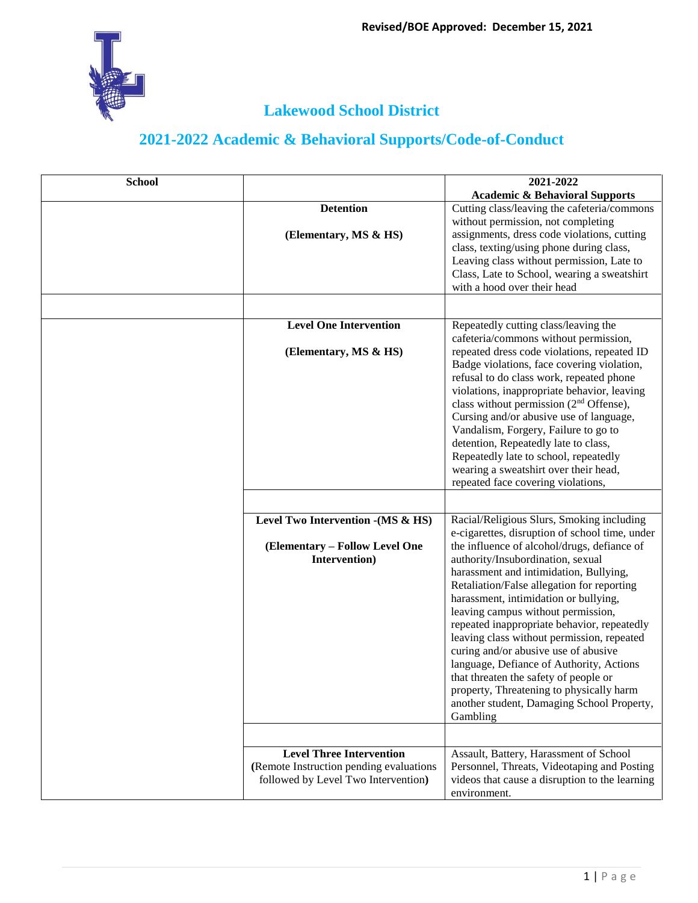Revised/BOE Approved: December 15, 2021

# Lakewood School District

## 2021-2022 Academic & Behavioral Supports/Code-of-Conduct

| School | | 2021-2022 Academic & Behavioral Supports |
|---|---|---|
| | **Detention** **(Elementary, MS & HS)** | Cutting class/leaving the cafeteria/commons without permission, not completing assignments, dress code violations, cutting class, texting/using phone during class, Leaving class without permission, Late to Class, Late to School, wearing a sweatshirt with a hood over their head |
| | | |
| | **Level One Intervention** **(Elementary, MS & HS)** | Repeatedly cutting class/leaving the cafeteria/commons without permission, repeated dress code violations, repeated ID Badge violations, face covering violation, refusal to do class work, repeated phone violations, inappropriate behavior, leaving class without permission (2nd Offense), Cursing and/or abusive use of language, Vandalism, Forgery, Failure to go to detention, Repeatedly late to class, Repeatedly late to school, repeatedly wearing a sweatshirt over their head, repeated face covering violations, |
| | | |
| | **Level Two Intervention -(MS & HS)** **(Elementary – Follow Level One Intervention)** | Racial/Religious Slurs, Smoking including e-cigarettes, disruption of school time, under the influence of alcohol/drugs, defiance of authority/Insubordination, sexual harassment and intimidation, Bullying, Retaliation/False allegation for reporting harassment, intimidation or bullying, leaving campus without permission, repeated inappropriate behavior, repeatedly leaving class without permission, repeated curing and/or abusive use of abusive language, Defiance of Authority, Actions that threaten the safety of people or property, Threatening to physically harm another student, Damaging School Property, Gambling |
| | | |
| | **Level Three Intervention** (Remote Instruction pending evaluations followed by Level Two Intervention) | Assault, Battery, Harassment of School Personnel, Threats, Videotaping and Posting videos that cause a disruption to the learning environment. |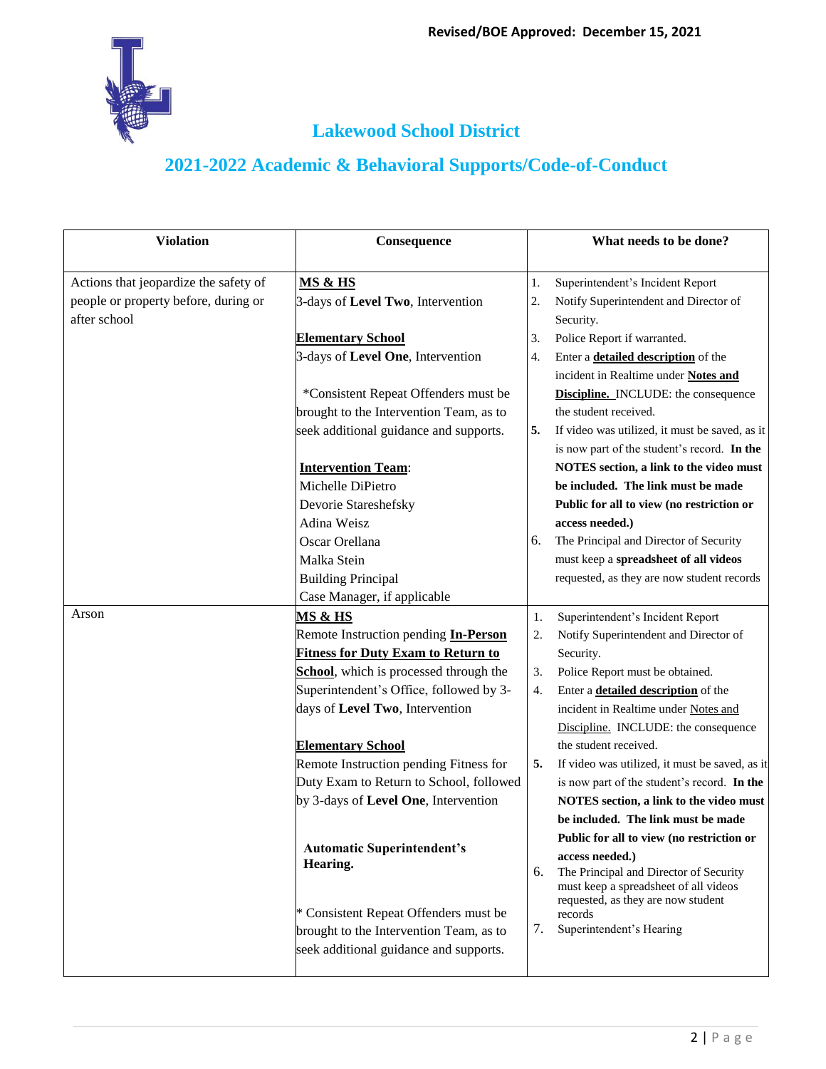Revised/BOE Approved: December 15, 2021

# Lakewood School District

## 2021-2022 Academic & Behavioral Supports/Code-of-Conduct

| Violation | Consequence | What needs to be done? |
|---|---|---|
| Actions that jeopardize the safety of people or property before, during or after school | **MS & HS**<br>3-days of **Level Two**, Intervention<br><br>**Elementary School**<br>3-days of **Level One**, Intervention<br><br>*Consistent Repeat Offenders must be brought to the Intervention Team, as to seek additional guidance and supports.<br><br>**Intervention Team**:<br>Michelle DiPietro<br>Devorie Stareshefsky<br>Adina Weisz<br>Oscar Orellana<br>Malka Stein<br>Building Principal<br>Case Manager, if applicable | 1. Superintendent's Incident Report<br>2. Notify Superintendent and Director of Security.<br>3. Police Report if warranted.<br>4. Enter a **detailed description** of the incident in Realtime under **Notes and Discipline.** INCLUDE: the consequence the student received.<br>5. If video was utilized, it must be saved, as it is now part of the student's record. **In the NOTES section, a link to the video must be included. The link must be made Public for all to view (no restriction or access needed.)**<br>6. The Principal and Director of Security must keep a **spreadsheet of all videos** requested, as they are now student records |
| Arson | **MS & HS**<br>Remote Instruction pending **In-Person Fitness for Duty Exam to Return to School**, which is processed through the Superintendent's Office, followed by 3-days of **Level Two**, Intervention<br><br>**Elementary School**<br>Remote Instruction pending Fitness for Duty Exam to Return to School, followed by 3-days of **Level One**, Intervention<br><br>**Automatic Superintendent's Hearing.**<br><br>* Consistent Repeat Offenders must be brought to the Intervention Team, as to seek additional guidance and supports. | 1. Superintendent's Incident Report<br>2. Notify Superintendent and Director of Security.<br>3. Police Report must be obtained.<br>4. Enter a **detailed description** of the incident in Realtime under Notes and Discipline. INCLUDE: the consequence the student received.<br>5. If video was utilized, it must be saved, as it is now part of the student's record. **In the NOTES section, a link to the video must be included. The link must be made Public for all to view (no restriction or access needed.)**<br>6. The Principal and Director of Security must keep a spreadsheet of all videos requested, as they are now student records<br>7. Superintendent's Hearing |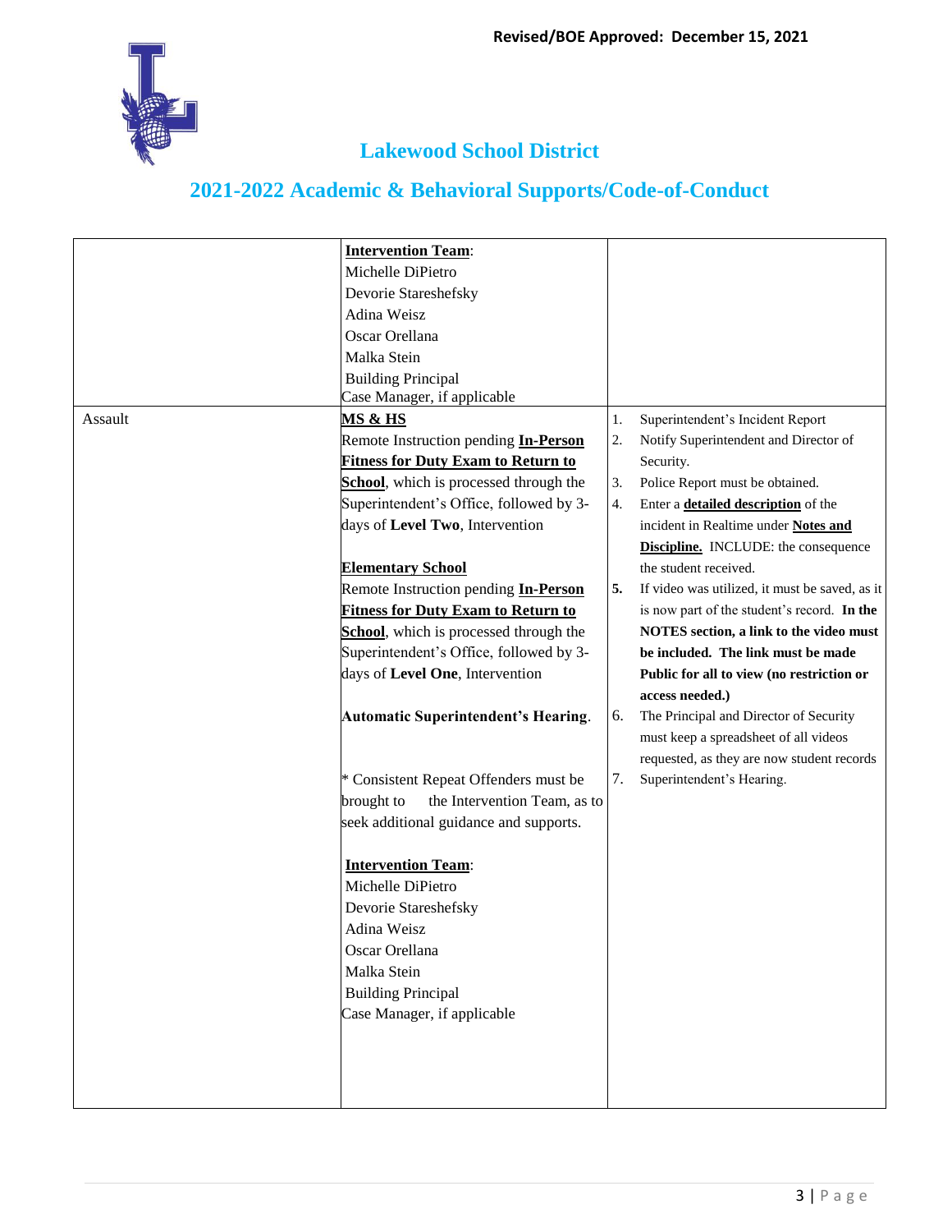| | | |
|---|---|---|
| | **<u>Intervention Team</u>**:<br>Michelle DiPietro<br>Devorie Stareshefsky<br>Adina Weisz<br>Oscar Orellana<br>Malka Stein<br>Building Principal<br>Case Manager, if applicable | |
| Assault | **<u>MS & HS</u>**<br>Remote Instruction pending **<u>In-Person Fitness for Duty Exam to Return to School</u>**, which is processed through the Superintendent's Office, followed by 3-days of **Level Two**, Intervention<br><br>**<u>Elementary School</u>**<br>Remote Instruction pending **<u>In-Person Fitness for Duty Exam to Return to School</u>**, which is processed through the Superintendent's Office, followed by 3-days of **Level One**, Intervention<br><br>**Automatic Superintendent's Hearing**.<br><br>* Consistent Repeat Offenders must be brought to the Intervention Team, as to seek additional guidance and supports.<br><br>**<u>Intervention Team</u>**:<br>Michelle DiPietro<br>Devorie Stareshefsky<br>Adina Weisz<br>Oscar Orellana<br>Malka Stein<br>Building Principal<br>Case Manager, if applicable | 1. Superintendent's Incident Report<br>2. Notify Superintendent and Director of Security.<br>3. Police Report must be obtained.<br>4. Enter a **<u>detailed description</u>** of the incident in Realtime under **<u>Notes and Discipline.</u>** INCLUDE: the consequence the student received.<br>**5.** If video was utilized, it must be saved, as it is now part of the student's record. **In the NOTES section, a link to the video must be included. The link must be made Public for all to view (no restriction or access needed.)**<br>6. The Principal and Director of Security must keep a spreadsheet of all videos requested, as they are now student records<br>7. Superintendent's Hearing. |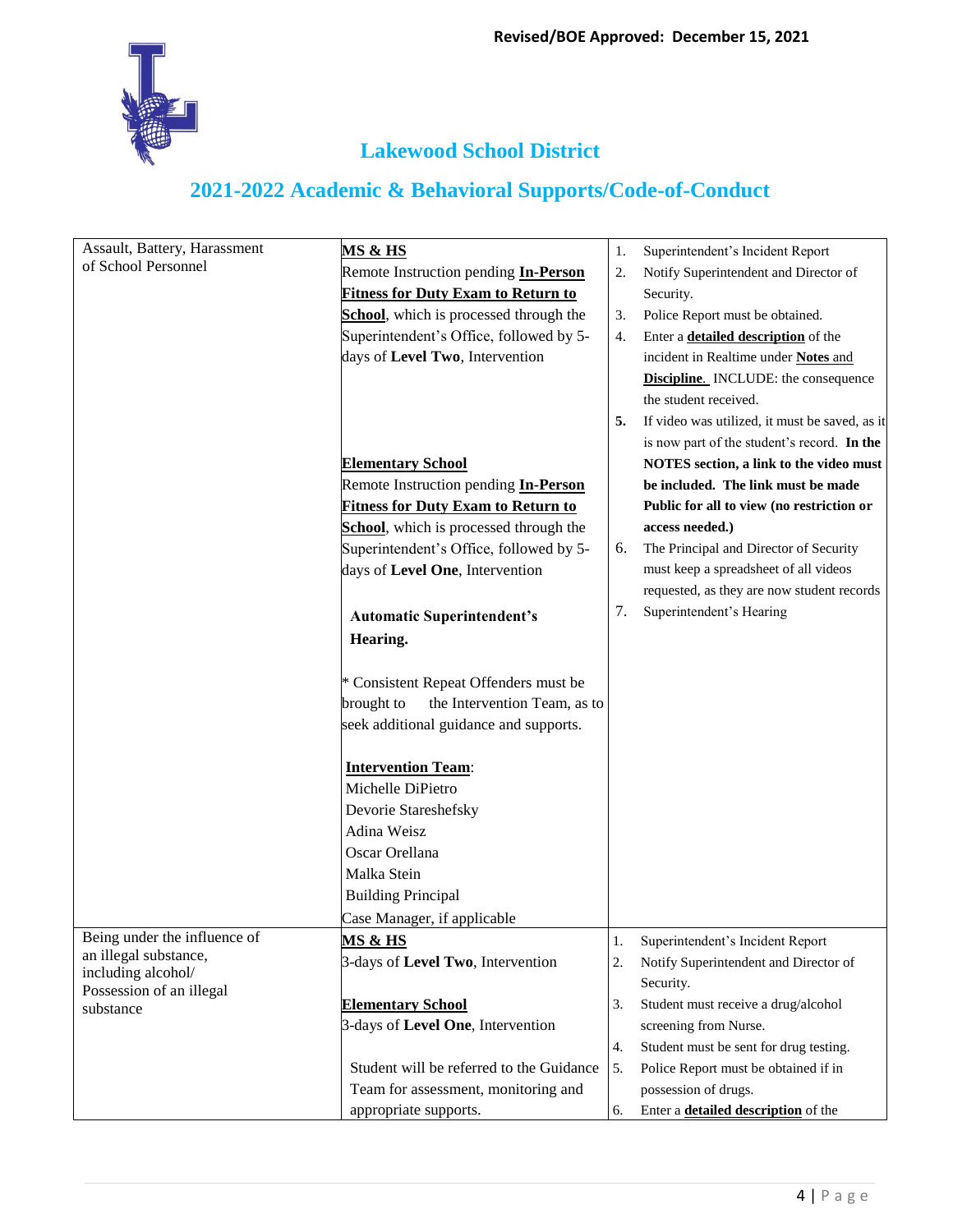Revised/BOE Approved: December 15, 2021

## Lakewood School District

## 2021-2022 Academic & Behavioral Supports/Code-of-Conduct

| | | |
|---|---|---|
| Assault, Battery, Harassment of School Personnel | **MS & HS**<br>Remote Instruction pending **In-Person Fitness for Duty Exam to Return to School**, which is processed through the Superintendent's Office, followed by 5-days of **Level Two**, Intervention<br><br>**Elementary School**<br>Remote Instruction pending **In-Person Fitness for Duty Exam to Return to School**, which is processed through the Superintendent's Office, followed by 5-days of **Level One**, Intervention<br><br>**Automatic Superintendent's Hearing.**<br><br>* Consistent Repeat Offenders must be brought to the Intervention Team, as to seek additional guidance and supports.<br><br>**Intervention Team**:<br>Michelle DiPietro<br>Devorie Stareshefsky<br>Adina Weisz<br>Oscar Orellana<br>Malka Stein<br>Building Principal<br>Case Manager, if applicable | 1. Superintendent's Incident Report<br>2. Notify Superintendent and Director of Security.<br>3. Police Report must be obtained.<br>4. Enter a **detailed description** of the incident in Realtime under **Notes and Discipline.** INCLUDE: the consequence the student received.<br>5. If video was utilized, it must be saved, as it is now part of the student's record. **In the NOTES section, a link to the video must be included. The link must be made Public for all to view (no restriction or access needed.)**<br>6. The Principal and Director of Security must keep a spreadsheet of all videos requested, as they are now student records<br>7. Superintendent's Hearing |
| Being under the influence of an illegal substance, including alcohol/ Possession of an illegal substance | **MS & HS**<br>3-days of **Level Two**, Intervention<br><br>**Elementary School**<br>3-days of **Level One**, Intervention<br><br>Student will be referred to the Guidance Team for assessment, monitoring and appropriate supports. | 1. Superintendent's Incident Report<br>2. Notify Superintendent and Director of Security.<br>3. Student must receive a drug/alcohol screening from Nurse.<br>4. Student must be sent for drug testing.<br>5. Police Report must be obtained if in possession of drugs.<br>6. Enter a **detailed description** of the |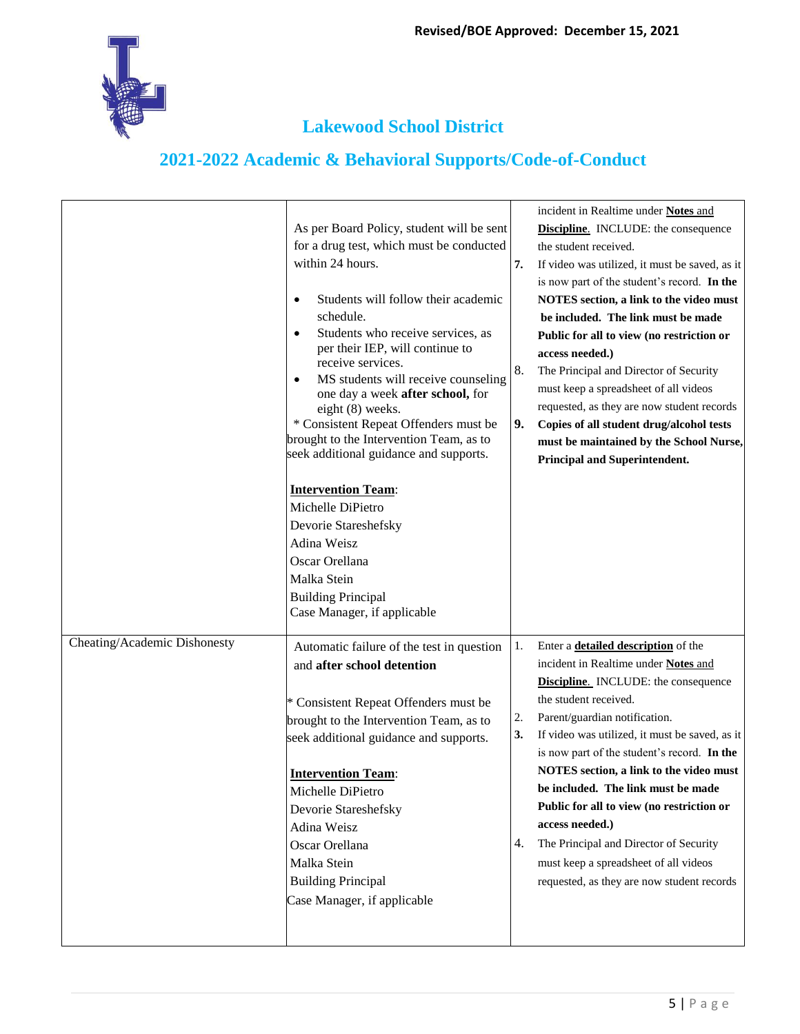Revised/BOE Approved: December 15, 2021

# Lakewood School District

## 2021-2022 Academic & Behavioral Supports/Code-of-Conduct

| | | |
|---|---|---|
| | As per Board Policy, student will be sent for a drug test, which must be conducted within 24 hours.<br><br>• Students will follow their academic schedule.<br>• Students who receive services, as per their IEP, will continue to receive services.<br>• MS students will receive counseling one day a week **after school,** for eight (8) weeks.<br>* Consistent Repeat Offenders must be brought to the Intervention Team, as to seek additional guidance and supports.<br><br>**Intervention Team**:<br>Michelle DiPietro<br>Devorie Stareshefsky<br>Adina Weisz<br>Oscar Orellana<br>Malka Stein<br>Building Principal<br>Case Manager, if applicable | incident in Realtime under **Notes** and **Discipline**. INCLUDE: the consequence the student received.<br>**7.** If video was utilized, it must be saved, as it is now part of the student's record. **In the NOTES section, a link to the video must be included. The link must be made Public for all to view (no restriction or access needed.)**<br>8. The Principal and Director of Security must keep a spreadsheet of all videos requested, as they are now student records<br>**9. Copies of all student drug/alcohol tests must be maintained by the School Nurse, Principal and Superintendent.** |
| Cheating/Academic Dishonesty | Automatic failure of the test in question and **after school detention**<br><br>* Consistent Repeat Offenders must be brought to the Intervention Team, as to seek additional guidance and supports.<br><br>**Intervention Team**:<br>Michelle DiPietro<br>Devorie Stareshefsky<br>Adina Weisz<br>Oscar Orellana<br>Malka Stein<br>Building Principal<br>Case Manager, if applicable | 1. Enter a **detailed description** of the incident in Realtime under **Notes** and **Discipline**. INCLUDE: the consequence the student received.<br>2. Parent/guardian notification.<br>**3.** If video was utilized, it must be saved, as it is now part of the student's record. **In the NOTES section, a link to the video must be included. The link must be made Public for all to view (no restriction or access needed.)**<br>4. The Principal and Director of Security must keep a spreadsheet of all videos requested, as they are now student records |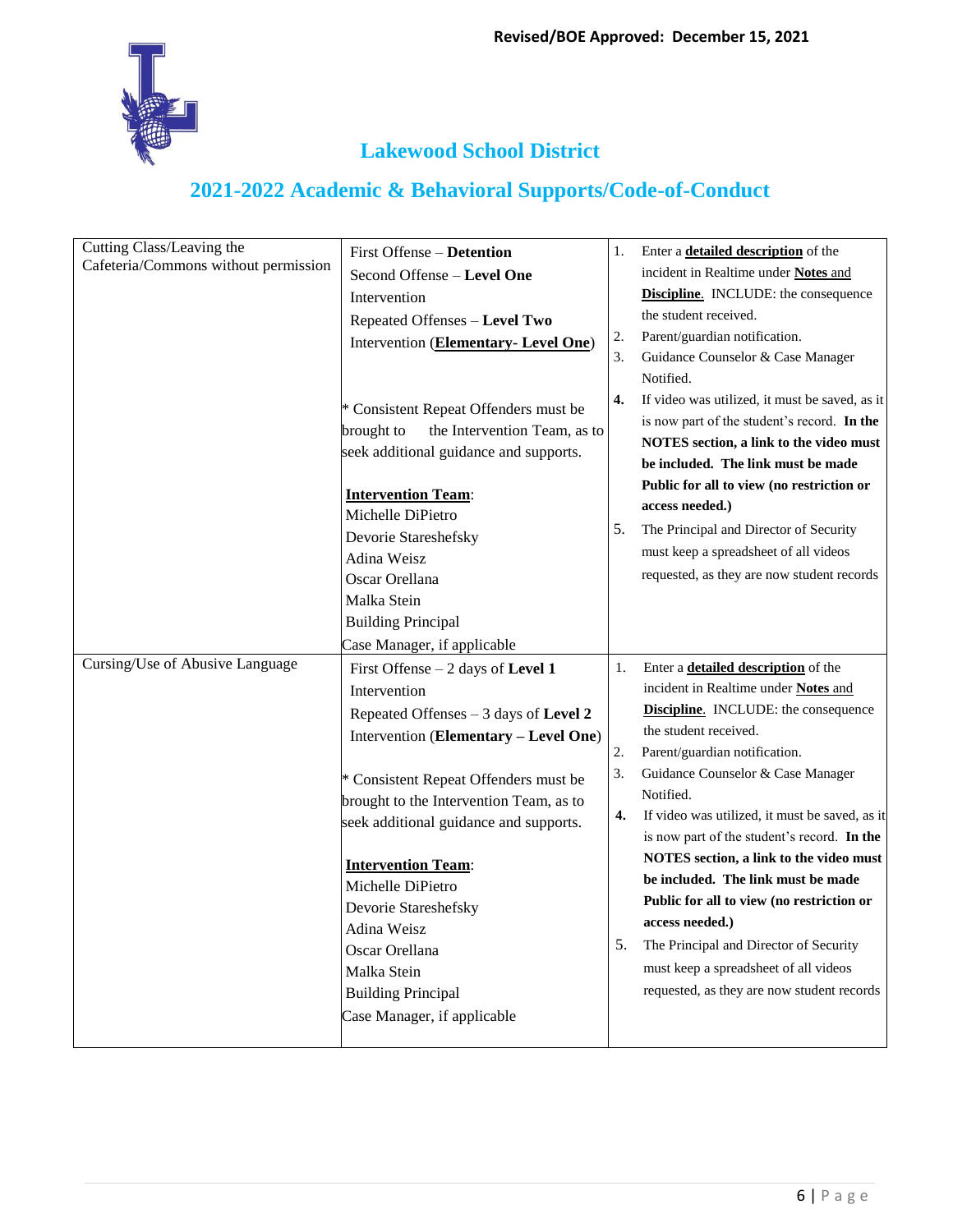Revised/BOE Approved: December 15, 2021

## Lakewood School District

## 2021-2022 Academic & Behavioral Supports/Code-of-Conduct

| | | |
|---|---|---|
| Cutting Class/Leaving the Cafeteria/Commons without permission | First Offense – **Detention**<br>Second Offense – **Level One** Intervention<br>Repeated Offenses – **Level Two** Intervention (**<u>Elementary- Level One</u>**)<br><br>* Consistent Repeat Offenders must be brought to the Intervention Team, as to seek additional guidance and supports.<br><br>**<u>Intervention Team</u>**:<br>Michelle DiPietro<br>Devorie Stareshefsky<br>Adina Weisz<br>Oscar Orellana<br>Malka Stein<br>Building Principal<br>Case Manager, if applicable | 1. Enter a **<u>detailed description</u>** of the incident in Realtime under **<u>Notes</u>** <u>and</u> **<u>Discipline</u>**. INCLUDE: the consequence the student received.<br>2. Parent/guardian notification.<br>3. Guidance Counselor & Case Manager Notified.<br>**4.** If video was utilized, it must be saved, as it is now part of the student's record. **In the NOTES section, a link to the video must be included. The link must be made Public for all to view (no restriction or access needed.)**<br>5. The Principal and Director of Security must keep a spreadsheet of all videos requested, as they are now student records |
| Cursing/Use of Abusive Language | First Offense – 2 days of **Level 1** Intervention<br>Repeated Offenses – 3 days of **Level 2** Intervention (**Elementary – Level One**)<br><br>* Consistent Repeat Offenders must be brought to the Intervention Team, as to seek additional guidance and supports.<br><br>**<u>Intervention Team</u>**:<br>Michelle DiPietro<br>Devorie Stareshefsky<br>Adina Weisz<br>Oscar Orellana<br>Malka Stein<br>Building Principal<br>Case Manager, if applicable | 1. Enter a **<u>detailed description</u>** of the incident in Realtime under **<u>Notes</u>** <u>and</u> **<u>Discipline</u>**. INCLUDE: the consequence the student received.<br>2. Parent/guardian notification.<br>3. Guidance Counselor & Case Manager Notified.<br>**4.** If video was utilized, it must be saved, as it is now part of the student's record. **In the NOTES section, a link to the video must be included. The link must be made Public for all to view (no restriction or access needed.)**<br>5. The Principal and Director of Security must keep a spreadsheet of all videos requested, as they are now student records |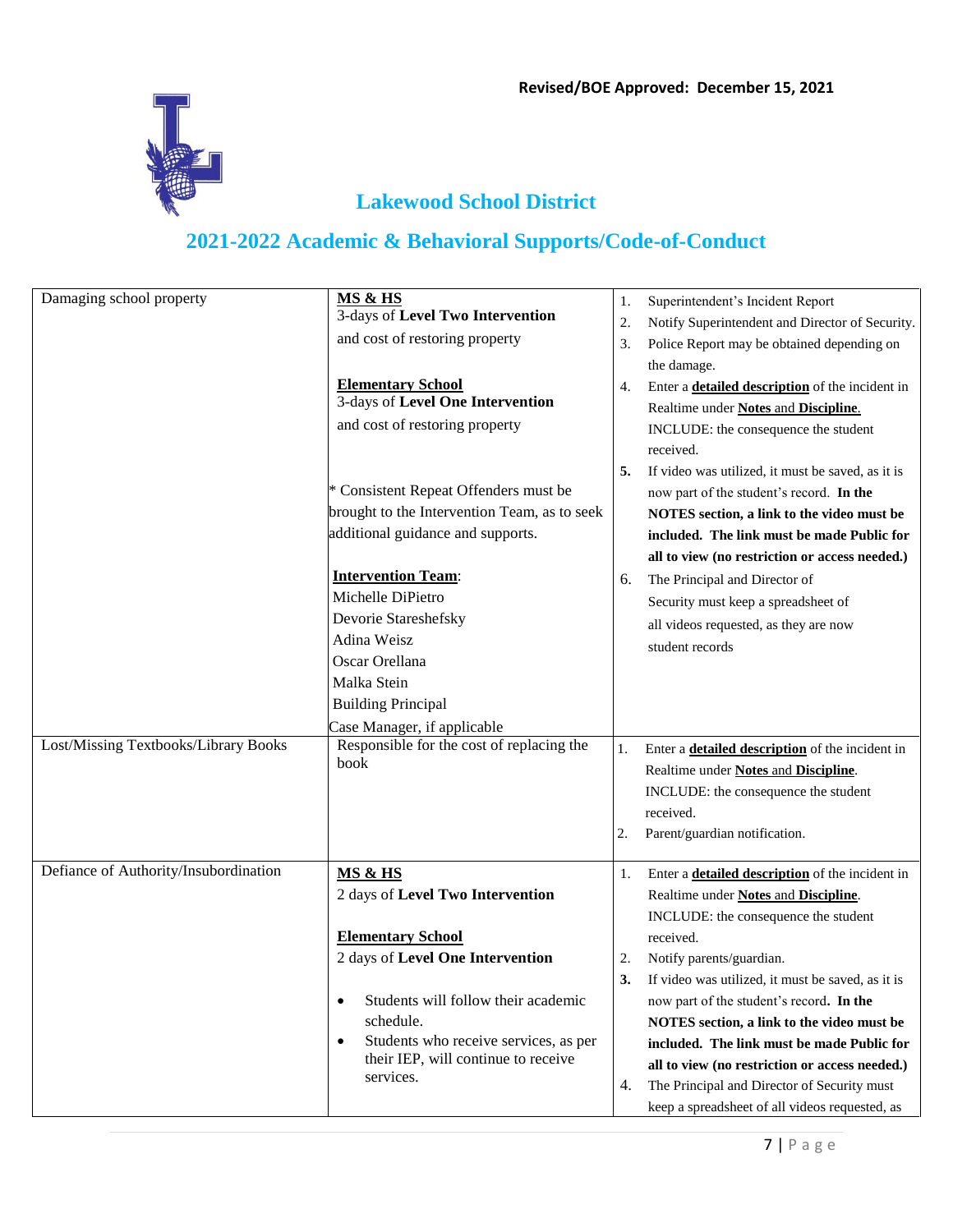Revised/BOE Approved: December 15, 2021

## Lakewood School District

## 2021-2022 Academic & Behavioral Supports/Code-of-Conduct

| | | |
|---|---|---|
| Damaging school property | **<u>MS & HS</u>**<br>3-days of **Level Two Intervention** and cost of restoring property<br><br>**<u>Elementary School</u>**<br>3-days of **Level One Intervention** and cost of restoring property<br><br>* Consistent Repeat Offenders must be brought to the Intervention Team, as to seek additional guidance and supports.<br><br>**<u>Intervention Team</u>**:<br>Michelle DiPietro<br>Devorie Stareshefsky<br>Adina Weisz<br>Oscar Orellana<br>Malka Stein<br>Building Principal<br>Case Manager, if applicable | 1. Superintendent's Incident Report<br>2. Notify Superintendent and Director of Security.<br>3. Police Report may be obtained depending on the damage.<br>4. Enter a **<u>detailed description</u>** of the incident in Realtime under **<u>Notes</u>** and **<u>Discipline</u>**. INCLUDE: the consequence the student received.<br>**5.** If video was utilized, it must be saved, as it is now part of the student's record. **In the NOTES section, a link to the video must be included. The link must be made Public for all to view (no restriction or access needed.)**<br>6. The Principal and Director of Security must keep a spreadsheet of all videos requested, as they are now student records |
| Lost/Missing Textbooks/Library Books | Responsible for the cost of replacing the book | 1. Enter a **<u>detailed description</u>** of the incident in Realtime under **<u>Notes</u>** and **<u>Discipline</u>**. INCLUDE: the consequence the student received.<br>2. Parent/guardian notification. |
| Defiance of Authority/Insubordination | **<u>MS & HS</u>**<br>2 days of **Level Two Intervention**<br><br>**<u>Elementary School</u>**<br>2 days of **Level One Intervention**<br><br>• Students will follow their academic schedule.<br>• Students who receive services, as per their IEP, will continue to receive services. | 1. Enter a **<u>detailed description</u>** of the incident in Realtime under **<u>Notes</u>** and **<u>Discipline</u>**. INCLUDE: the consequence the student received.<br>2. Notify parents/guardian.<br>**3.** If video was utilized, it must be saved, as it is now part of the student's record**. In the NOTES section, a link to the video must be included. The link must be made Public for all to view (no restriction or access needed.)**<br>4. The Principal and Director of Security must keep a spreadsheet of all videos requested, as |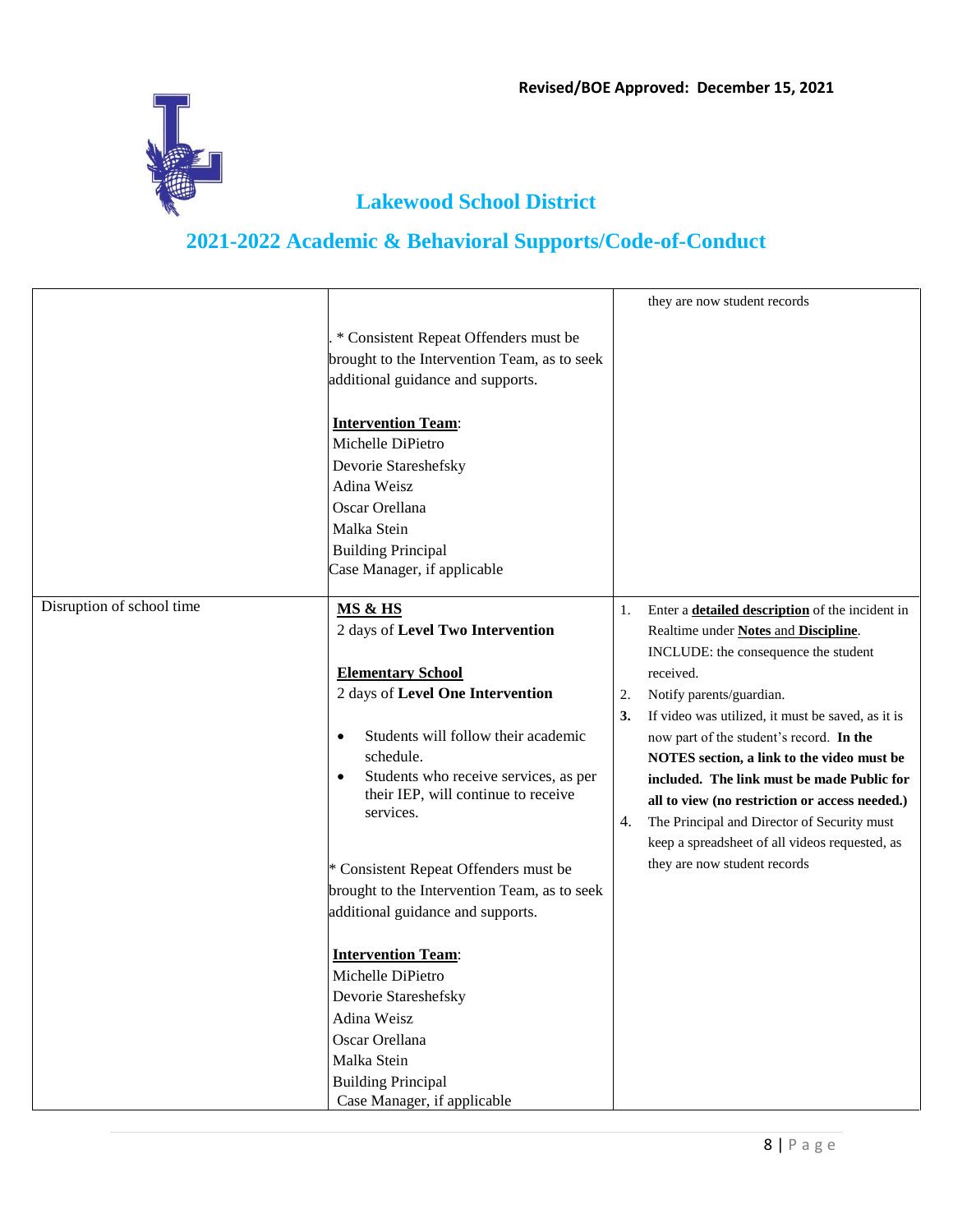| | | |
|---|---|---|
| | . * Consistent Repeat Offenders must be brought to the Intervention Team, as to seek additional guidance and supports.<br><br>**<u>Intervention Team</u>**:<br>Michelle DiPietro<br>Devorie Stareshefsky<br>Adina Weisz<br>Oscar Orellana<br>Malka Stein<br>Building Principal<br>Case Manager, if applicable | they are now student records |
| Disruption of school time | **<u>MS & HS</u>**<br>2 days of **Level Two Intervention**<br><br>**<u>Elementary School</u>**<br>2 days of **Level One Intervention**<br><br>• Students will follow their academic schedule.<br>• Students who receive services, as per their IEP, will continue to receive services.<br><br>* Consistent Repeat Offenders must be brought to the Intervention Team, as to seek additional guidance and supports.<br><br>**<u>Intervention Team</u>**:<br>Michelle DiPietro<br>Devorie Stareshefsky<br>Adina Weisz<br>Oscar Orellana<br>Malka Stein<br>Building Principal<br>Case Manager, if applicable | 1. Enter a **<u>detailed description</u>** of the incident in Realtime under **<u>Notes</u>** and **<u>Discipline</u>**. INCLUDE: the consequence the student received.<br>2. Notify parents/guardian.<br>3. If video was utilized, it must be saved, as it is now part of the student's record. **In the NOTES section, a link to the video must be included. The link must be made Public for all to view (no restriction or access needed.)**<br>4. The Principal and Director of Security must keep a spreadsheet of all videos requested, as they are now student records |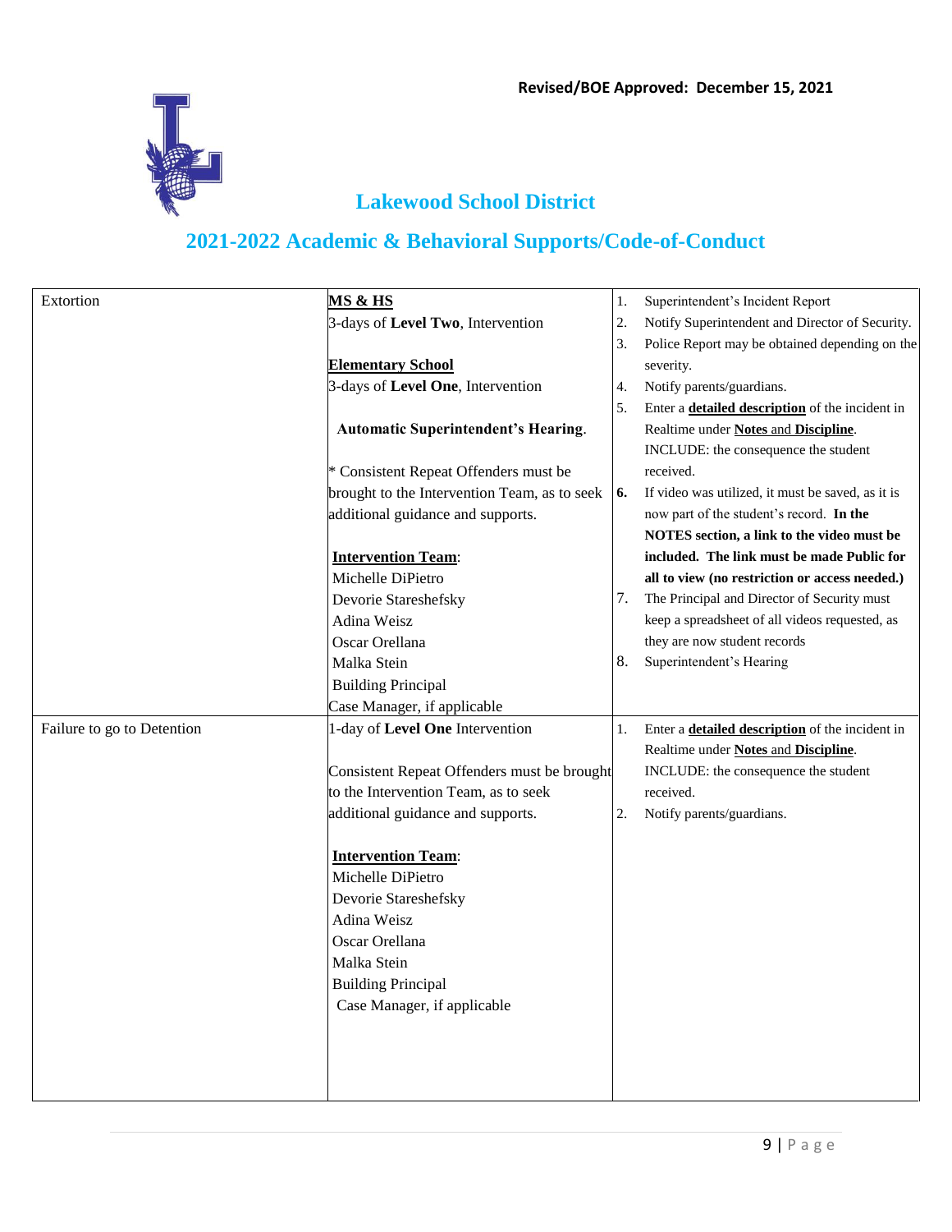Revised/BOE Approved: December 15, 2021

# Lakewood School District

## 2021-2022 Academic & Behavioral Supports/Code-of-Conduct

| | | |
|---|---|---|
| Extortion | **MS & HS**<br>3-days of **Level Two**, Intervention<br><br>**Elementary School**<br>3-days of **Level One**, Intervention<br><br>**Automatic Superintendent's Hearing**.<br><br>* Consistent Repeat Offenders must be brought to the Intervention Team, as to seek additional guidance and supports.<br><br>**Intervention Team**:<br>Michelle DiPietro<br>Devorie Stareshefsky<br>Adina Weisz<br>Oscar Orellana<br>Malka Stein<br>Building Principal<br>Case Manager, if applicable | 1. Superintendent's Incident Report<br>2. Notify Superintendent and Director of Security.<br>3. Police Report may be obtained depending on the severity.<br>4. Notify parents/guardians.<br>5. Enter a **detailed description** of the incident in Realtime under **Notes** and **Discipline**. INCLUDE: the consequence the student received.<br>**6.** If video was utilized, it must be saved, as it is now part of the student's record. **In the NOTES section, a link to the video must be included. The link must be made Public for all to view (no restriction or access needed.)**<br>7. The Principal and Director of Security must keep a spreadsheet of all videos requested, as they are now student records<br>8. Superintendent's Hearing |
| Failure to go to Detention | 1-day of **Level One** Intervention<br><br>Consistent Repeat Offenders must be brought to the Intervention Team, as to seek additional guidance and supports.<br><br>**Intervention Team**:<br>Michelle DiPietro<br>Devorie Stareshefsky<br>Adina Weisz<br>Oscar Orellana<br>Malka Stein<br>Building Principal<br>Case Manager, if applicable | 1. Enter a **detailed description** of the incident in Realtime under **Notes** and **Discipline**. INCLUDE: the consequence the student received.<br>2. Notify parents/guardians. |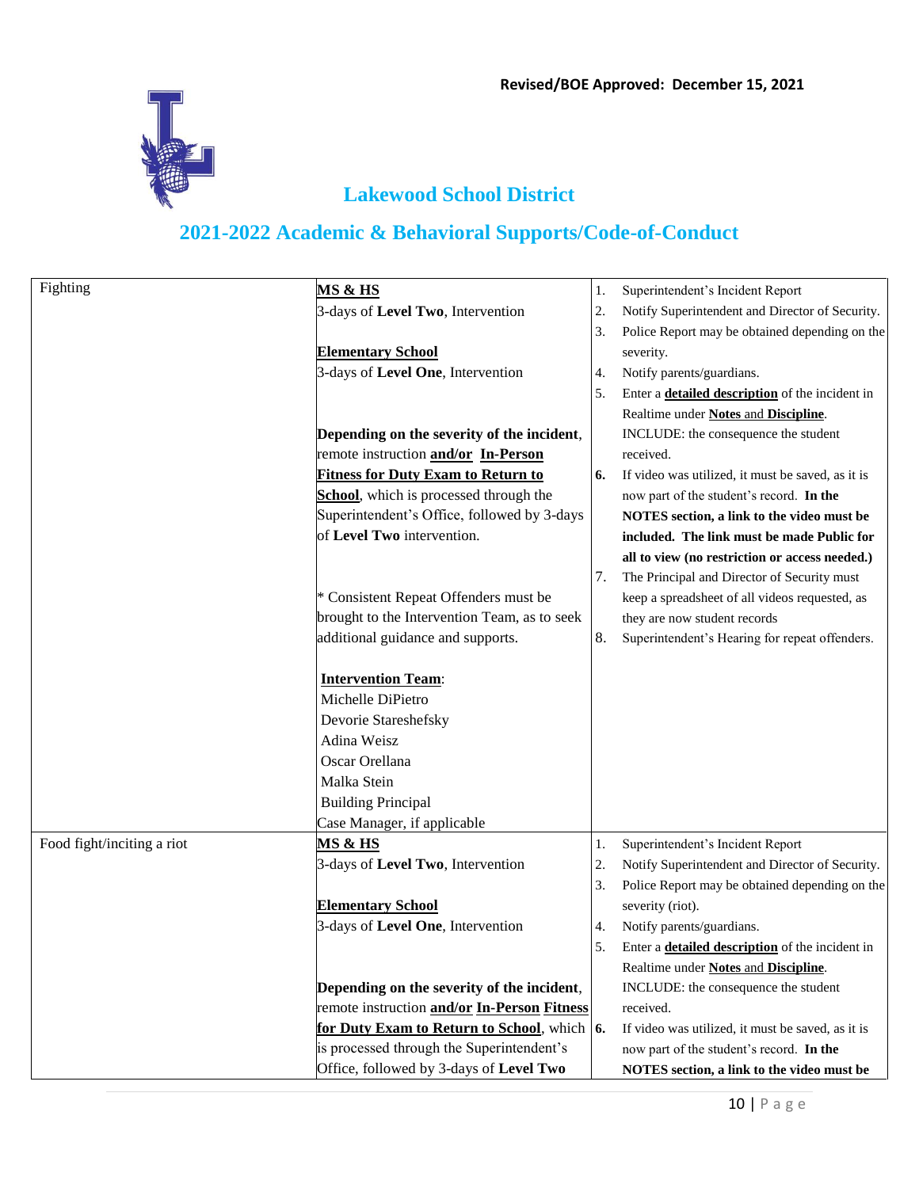**Revised/BOE Approved: December 15, 2021**

## Lakewood School District

## 2021-2022 Academic & Behavioral Supports/Code-of-Conduct

| | | |
|---|---|---|
| Fighting | **MS & HS**<br>3-days of **Level Two**, Intervention<br><br>**Elementary School**<br>3-days of **Level One**, Intervention<br><br>**Depending on the severity of the incident**, remote instruction **and/or In-Person Fitness for Duty Exam to Return to School**, which is processed through the Superintendent's Office, followed by 3-days of **Level Two** intervention.<br><br>* Consistent Repeat Offenders must be brought to the Intervention Team, as to seek additional guidance and supports.<br><br>**Intervention Team**:<br>Michelle DiPietro<br>Devorie Stareshefsky<br>Adina Weisz<br>Oscar Orellana<br>Malka Stein<br>Building Principal<br>Case Manager, if applicable | 1. Superintendent's Incident Report<br>2. Notify Superintendent and Director of Security.<br>3. Police Report may be obtained depending on the severity.<br>4. Notify parents/guardians.<br>5. Enter a **detailed description** of the incident in Realtime under **Notes** and **Discipline**. INCLUDE: the consequence the student received.<br>**6.** If video was utilized, it must be saved, as it is now part of the student's record. **In the NOTES section, a link to the video must be included. The link must be made Public for all to view (no restriction or access needed.)**<br>7. The Principal and Director of Security must keep a spreadsheet of all videos requested, as they are now student records<br>8. Superintendent's Hearing for repeat offenders. |
| Food fight/inciting a riot | **MS & HS**<br>3-days of **Level Two**, Intervention<br><br>**Elementary School**<br>3-days of **Level One**, Intervention<br><br>**Depending on the severity of the incident**, remote instruction **and/or In-Person Fitness for Duty Exam to Return to School**, which is processed through the Superintendent's Office, followed by 3-days of **Level Two** | 1. Superintendent's Incident Report<br>2. Notify Superintendent and Director of Security.<br>3. Police Report may be obtained depending on the severity (riot).<br>4. Notify parents/guardians.<br>5. Enter a **detailed description** of the incident in Realtime under **Notes** and **Discipline**. INCLUDE: the consequence the student received.<br>**6.** If video was utilized, it must be saved, as it is now part of the student's record. **In the NOTES section, a link to the video must be** |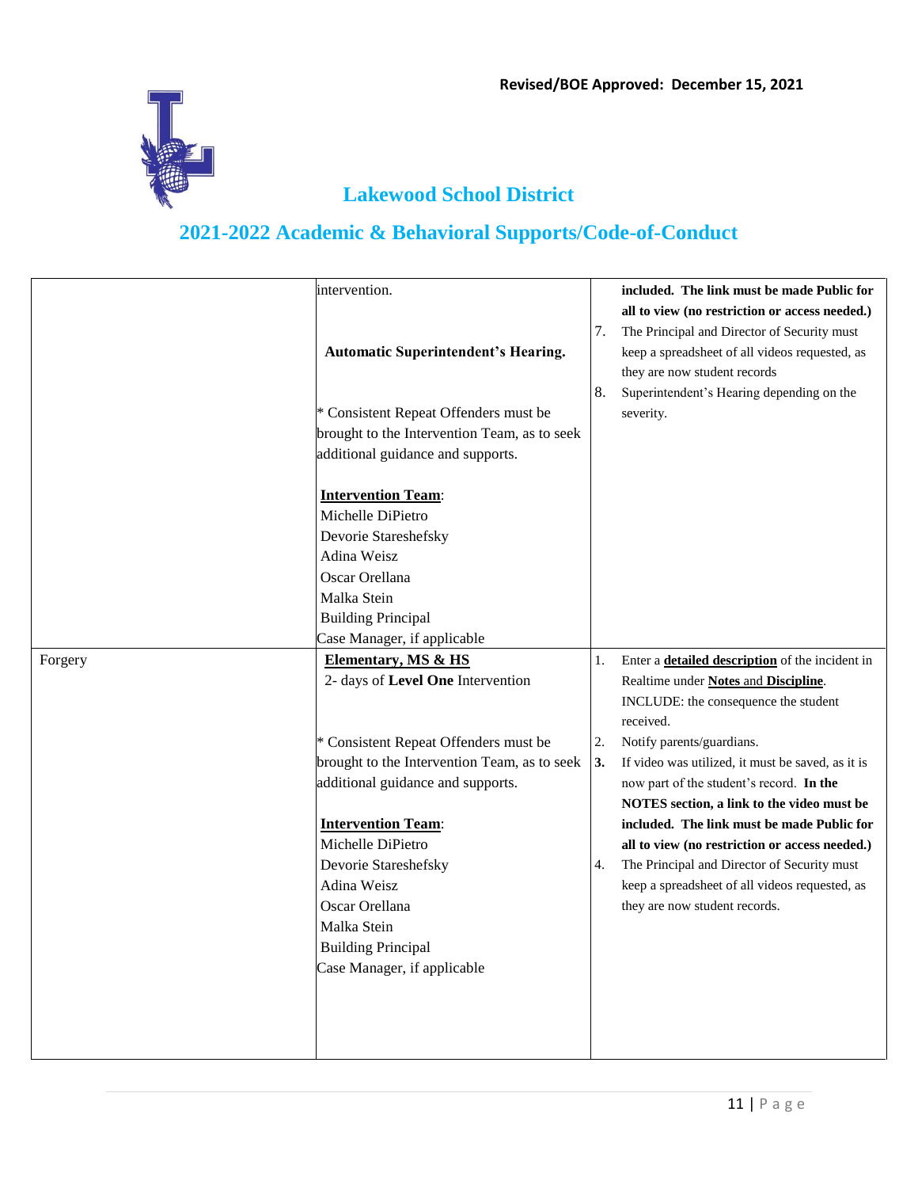| | | |
|---|---|---|
| | intervention.<br><br>**Automatic Superintendent's Hearing.**<br><br>* Consistent Repeat Offenders must be brought to the Intervention Team, as to seek additional guidance and supports.<br><br>**<u>Intervention Team</u>**:<br>Michelle DiPietro<br>Devorie Stareshefsky<br>Adina Weisz<br>Oscar Orellana<br>Malka Stein<br>Building Principal<br>Case Manager, if applicable | **included. The link must be made Public for all to view (no restriction or access needed.)**<br>7. The Principal and Director of Security must keep a spreadsheet of all videos requested, as they are now student records<br>8. Superintendent's Hearing depending on the severity. |
| Forgery | **<u>Elementary, MS & HS</u>**<br>2- days of **Level One** Intervention<br><br>* Consistent Repeat Offenders must be brought to the Intervention Team, as to seek additional guidance and supports.<br><br>**<u>Intervention Team</u>**:<br>Michelle DiPietro<br>Devorie Stareshefsky<br>Adina Weisz<br>Oscar Orellana<br>Malka Stein<br>Building Principal<br>Case Manager, if applicable | 1. Enter a **<u>detailed description</u>** of the incident in Realtime under **<u>Notes</u>** and **<u>Discipline</u>**. INCLUDE: the consequence the student received.<br>2. Notify parents/guardians.<br>**3.** If video was utilized, it must be saved, as it is now part of the student's record. **In the NOTES section, a link to the video must be included. The link must be made Public for all to view (no restriction or access needed.)**<br>4. The Principal and Director of Security must keep a spreadsheet of all videos requested, as they are now student records. |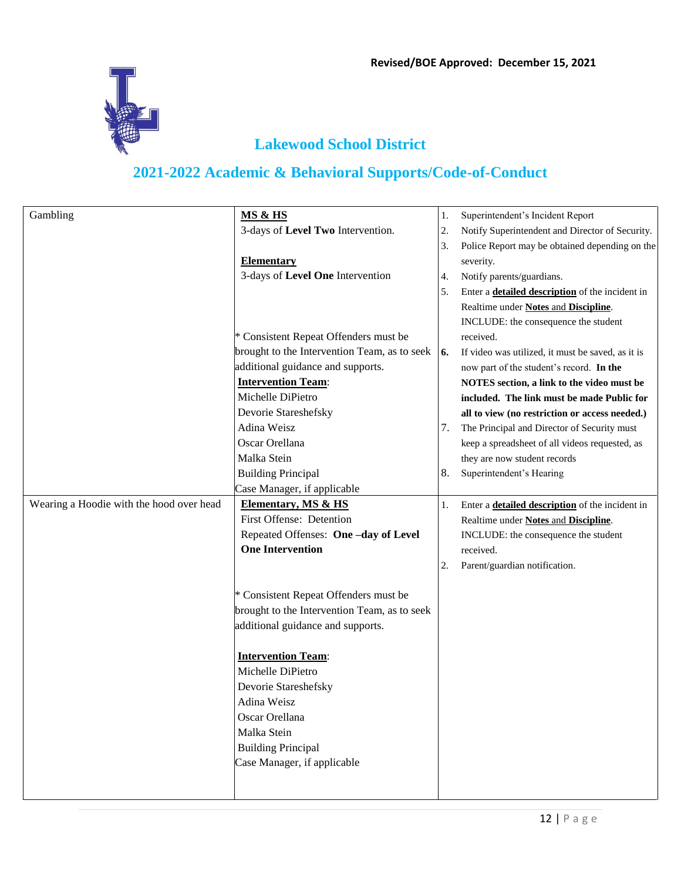| | | |
|---|---|---|
| Gambling | **MS & HS**<br>3-days of **Level Two** Intervention.<br><br>**Elementary**<br>3-days of **Level One** Intervention<br><br>* Consistent Repeat Offenders must be brought to the Intervention Team, as to seek additional guidance and supports.<br>**Intervention Team**:<br>Michelle DiPietro<br>Devorie Stareshefsky<br>Adina Weisz<br>Oscar Orellana<br>Malka Stein<br>Building Principal<br>Case Manager, if applicable | 1. Superintendent's Incident Report<br>2. Notify Superintendent and Director of Security.<br>3. Police Report may be obtained depending on the severity.<br>4. Notify parents/guardians.<br>5. Enter a **detailed description** of the incident in Realtime under **Notes** and **Discipline**. INCLUDE: the consequence the student received.<br>**6.** If video was utilized, it must be saved, as it is now part of the student's record. **In the NOTES section, a link to the video must be included. The link must be made Public for all to view (no restriction or access needed.)**<br>7. The Principal and Director of Security must keep a spreadsheet of all videos requested, as they are now student records<br>8. Superintendent's Hearing |
| Wearing a Hoodie with the hood over head | **Elementary, MS & HS**<br>First Offense: Detention<br>Repeated Offenses: **One –day of Level One Intervention**<br><br>* Consistent Repeat Offenders must be brought to the Intervention Team, as to seek additional guidance and supports.<br><br>**Intervention Team**:<br>Michelle DiPietro<br>Devorie Stareshefsky<br>Adina Weisz<br>Oscar Orellana<br>Malka Stein<br>Building Principal<br>Case Manager, if applicable | 1. Enter a **detailed description** of the incident in Realtime under **Notes** and **Discipline**. INCLUDE: the consequence the student received.<br>2. Parent/guardian notification. |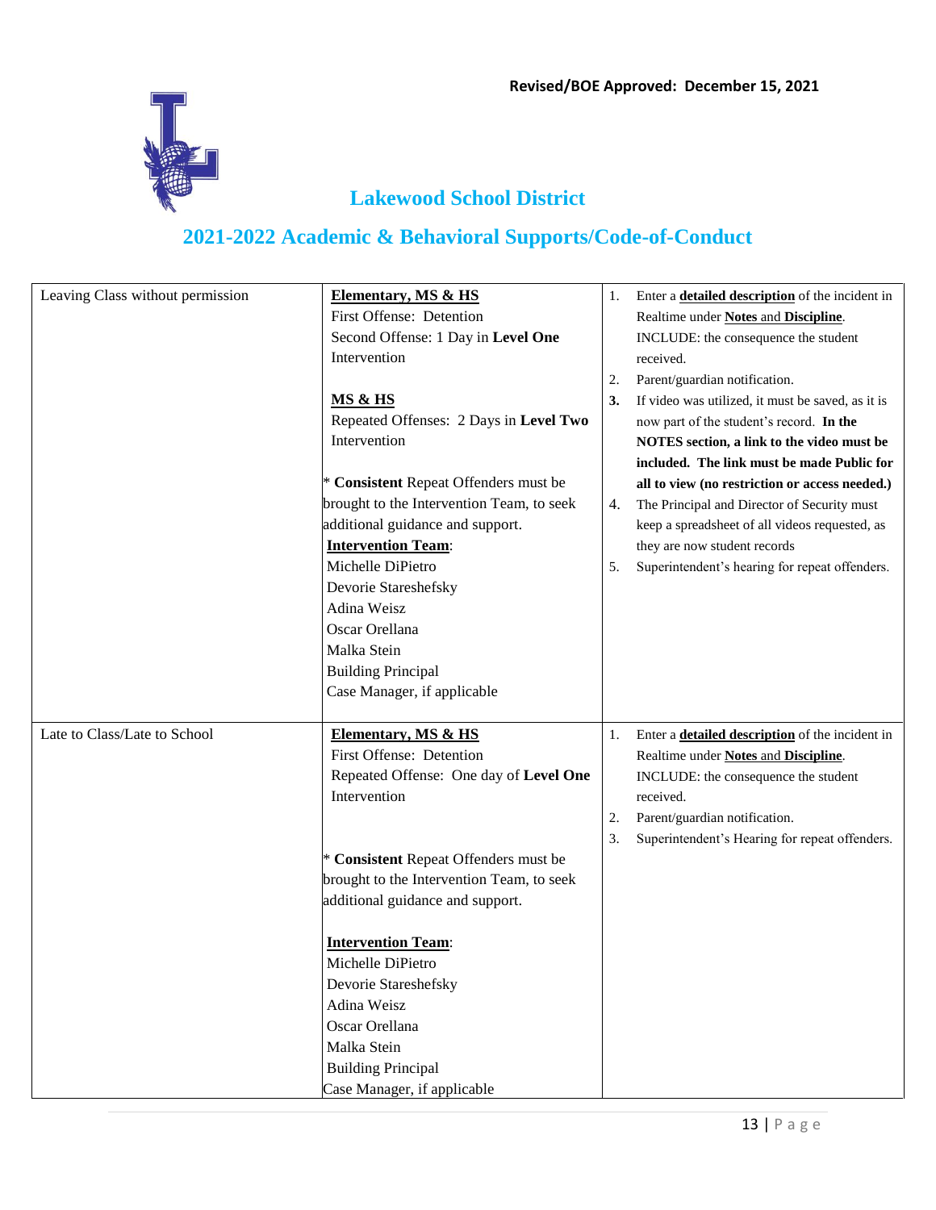Revised/BOE Approved: December 15, 2021

# Lakewood School District

## 2021-2022 Academic & Behavioral Supports/Code-of-Conduct

| | | |
|---|---|---|
| Leaving Class without permission | **Elementary, MS & HS**<br>First Offense: Detention<br>Second Offense: 1 Day in **Level One** Intervention<br><br>**MS & HS**<br>Repeated Offenses: 2 Days in **Level Two** Intervention<br><br>* **Consistent** Repeat Offenders must be brought to the Intervention Team, to seek additional guidance and support.<br>**Intervention Team**:<br>Michelle DiPietro<br>Devorie Stareshefsky<br>Adina Weisz<br>Oscar Orellana<br>Malka Stein<br>Building Principal<br>Case Manager, if applicable | 1. Enter a **detailed description** of the incident in Realtime under **Notes** and **Discipline**. INCLUDE: the consequence the student received.<br>2. Parent/guardian notification.<br>**3.** If video was utilized, it must be saved, as it is now part of the student's record. **In the NOTES section, a link to the video must be included. The link must be made Public for all to view (no restriction or access needed.)**<br>4. The Principal and Director of Security must keep a spreadsheet of all videos requested, as they are now student records<br>5. Superintendent's hearing for repeat offenders. |
| Late to Class/Late to School | **Elementary, MS & HS**<br>First Offense: Detention<br>Repeated Offense: One day of **Level One** Intervention<br><br>* **Consistent** Repeat Offenders must be brought to the Intervention Team, to seek additional guidance and support.<br><br>**Intervention Team**:<br>Michelle DiPietro<br>Devorie Stareshefsky<br>Adina Weisz<br>Oscar Orellana<br>Malka Stein<br>Building Principal<br>Case Manager, if applicable | 1. Enter a **detailed description** of the incident in Realtime under **Notes** and **Discipline**. INCLUDE: the consequence the student received.<br>2. Parent/guardian notification.<br>3. Superintendent's Hearing for repeat offenders. |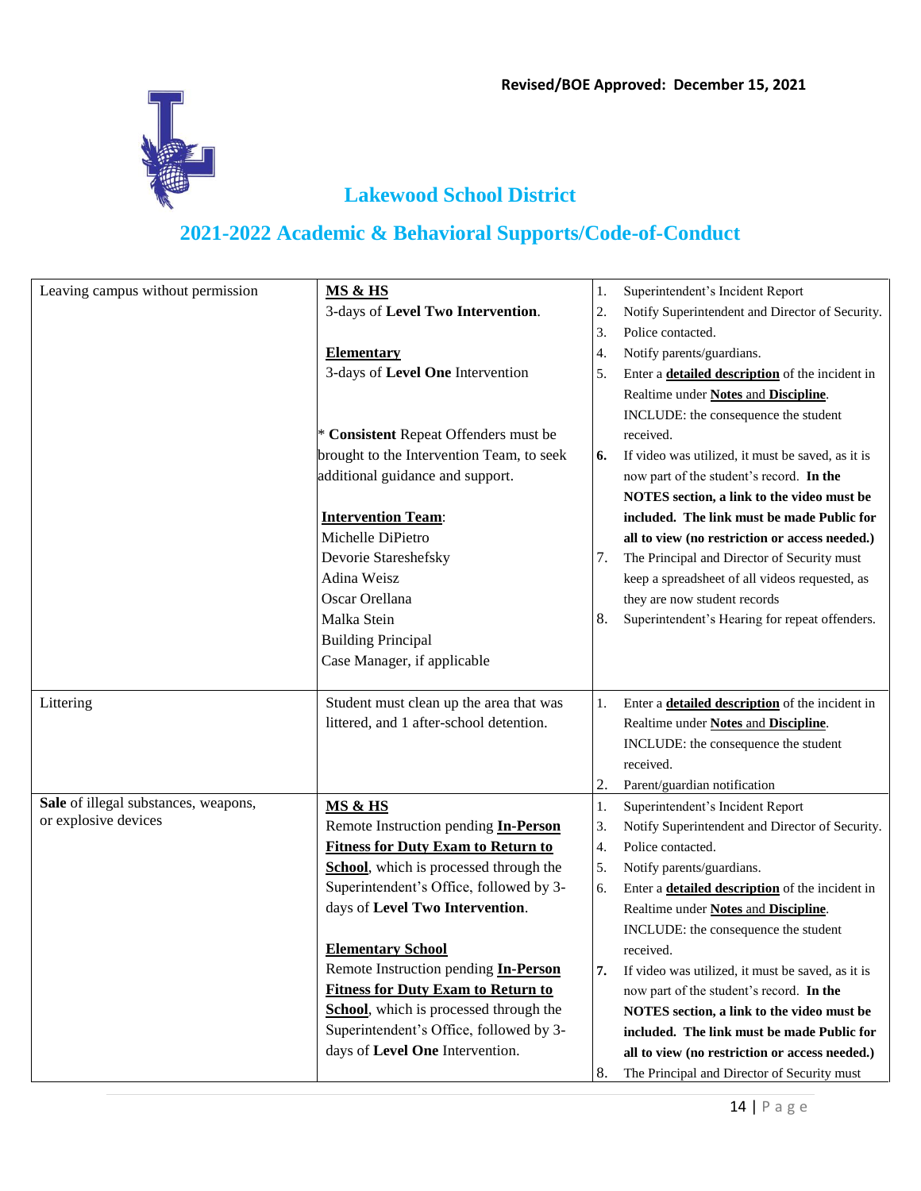Revised/BOE Approved: December 15, 2021

## Lakewood School District

## 2021-2022 Academic & Behavioral Supports/Code-of-Conduct

| | | |
|---|---|---|
| Leaving campus without permission | **MS & HS**<br>3-days of **Level Two Intervention**.<br><br>**Elementary**<br>3-days of **Level One** Intervention<br><br>* **Consistent** Repeat Offenders must be brought to the Intervention Team, to seek additional guidance and support.<br><br>**Intervention Team**:<br>Michelle DiPietro<br>Devorie Stareshefsky<br>Adina Weisz<br>Oscar Orellana<br>Malka Stein<br>Building Principal<br>Case Manager, if applicable | 1. Superintendent's Incident Report<br>2. Notify Superintendent and Director of Security.<br>3. Police contacted.<br>4. Notify parents/guardians.<br>5. Enter a **detailed description** of the incident in Realtime under **Notes** and **Discipline**. INCLUDE: the consequence the student received.<br>**6.** If video was utilized, it must be saved, as it is now part of the student's record. **In the NOTES section, a link to the video must be included. The link must be made Public for all to view (no restriction or access needed.)**<br>7. The Principal and Director of Security must keep a spreadsheet of all videos requested, as they are now student records<br>8. Superintendent's Hearing for repeat offenders. |
| Littering | Student must clean up the area that was littered, and 1 after-school detention. | 1. Enter a **detailed description** of the incident in Realtime under **Notes** and **Discipline**. INCLUDE: the consequence the student received.<br>2. Parent/guardian notification |
| **Sale** of illegal substances, weapons, or explosive devices | **MS & HS**<br>Remote Instruction pending **In-Person Fitness for Duty Exam to Return to School**, which is processed through the Superintendent's Office, followed by 3-days of **Level Two Intervention**.<br><br>**Elementary School**<br>Remote Instruction pending **In-Person Fitness for Duty Exam to Return to School**, which is processed through the Superintendent's Office, followed by 3-days of **Level One** Intervention. | 1. Superintendent's Incident Report<br>3. Notify Superintendent and Director of Security.<br>4. Police contacted.<br>5. Notify parents/guardians.<br>6. Enter a **detailed description** of the incident in Realtime under **Notes** and **Discipline**. INCLUDE: the consequence the student received.<br>**7.** If video was utilized, it must be saved, as it is now part of the student's record. **In the NOTES section, a link to the video must be included. The link must be made Public for all to view (no restriction or access needed.)**<br>8. The Principal and Director of Security must |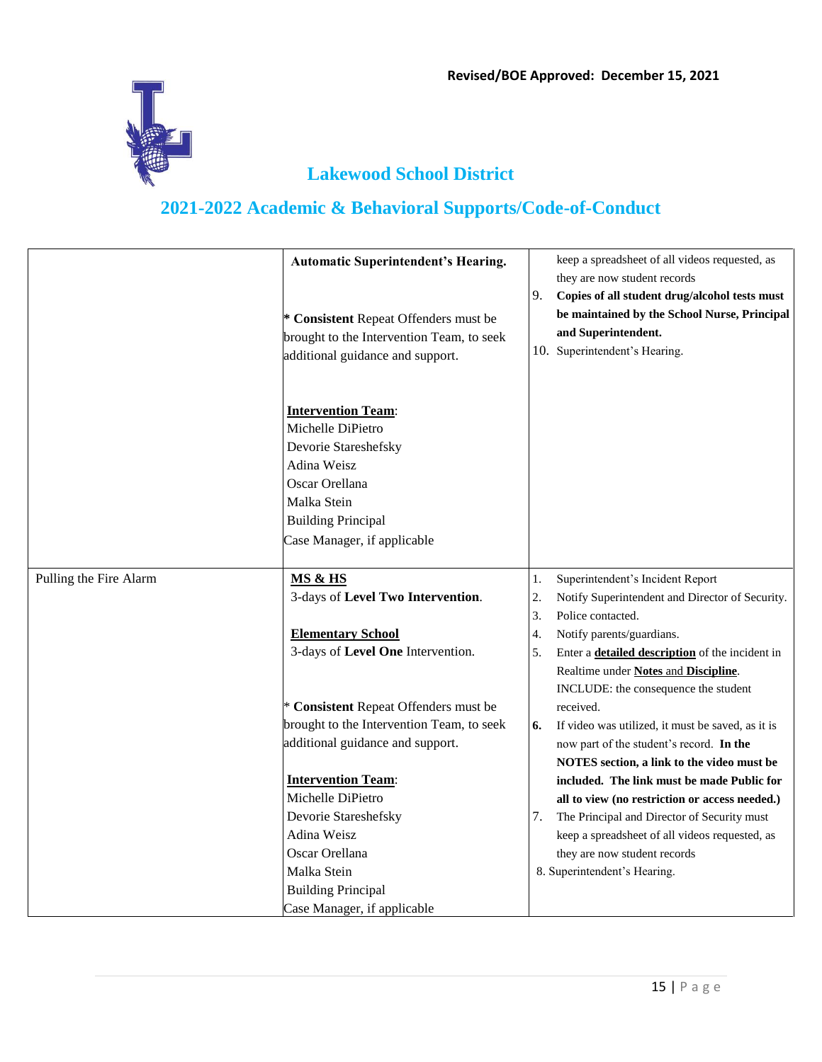Revised/BOE Approved: December 15, 2021

# Lakewood School District

## 2021-2022 Academic & Behavioral Supports/Code-of-Conduct

| | | |
|---|---|---|
| | **Automatic Superintendent's Hearing.**<br><br>* **Consistent** Repeat Offenders must be brought to the Intervention Team, to seek additional guidance and support.<br><br>**Intervention Team**:<br>Michelle DiPietro<br>Devorie Stareshefsky<br>Adina Weisz<br>Oscar Orellana<br>Malka Stein<br>Building Principal<br>Case Manager, if applicable | keep a spreadsheet of all videos requested, as they are now student records<br>9. **Copies of all student drug/alcohol tests must be maintained by the School Nurse, Principal and Superintendent.**<br>10. Superintendent's Hearing. |
| Pulling the Fire Alarm | **MS & HS**<br>3-days of **Level Two Intervention**.<br><br>**Elementary School**<br>3-days of **Level One** Intervention.<br><br>* **Consistent** Repeat Offenders must be brought to the Intervention Team, to seek additional guidance and support.<br><br>**Intervention Team**:<br>Michelle DiPietro<br>Devorie Stareshefsky<br>Adina Weisz<br>Oscar Orellana<br>Malka Stein<br>Building Principal<br>Case Manager, if applicable | 1. Superintendent's Incident Report<br>2. Notify Superintendent and Director of Security.<br>3. Police contacted.<br>4. Notify parents/guardians.<br>5. Enter a **detailed description** of the incident in Realtime under **Notes** and **Discipline**. INCLUDE: the consequence the student received.<br>**6.** If video was utilized, it must be saved, as it is now part of the student's record. **In the NOTES section, a link to the video must be included. The link must be made Public for all to view (no restriction or access needed.)**<br>7. The Principal and Director of Security must keep a spreadsheet of all videos requested, as they are now student records<br>8. Superintendent's Hearing. |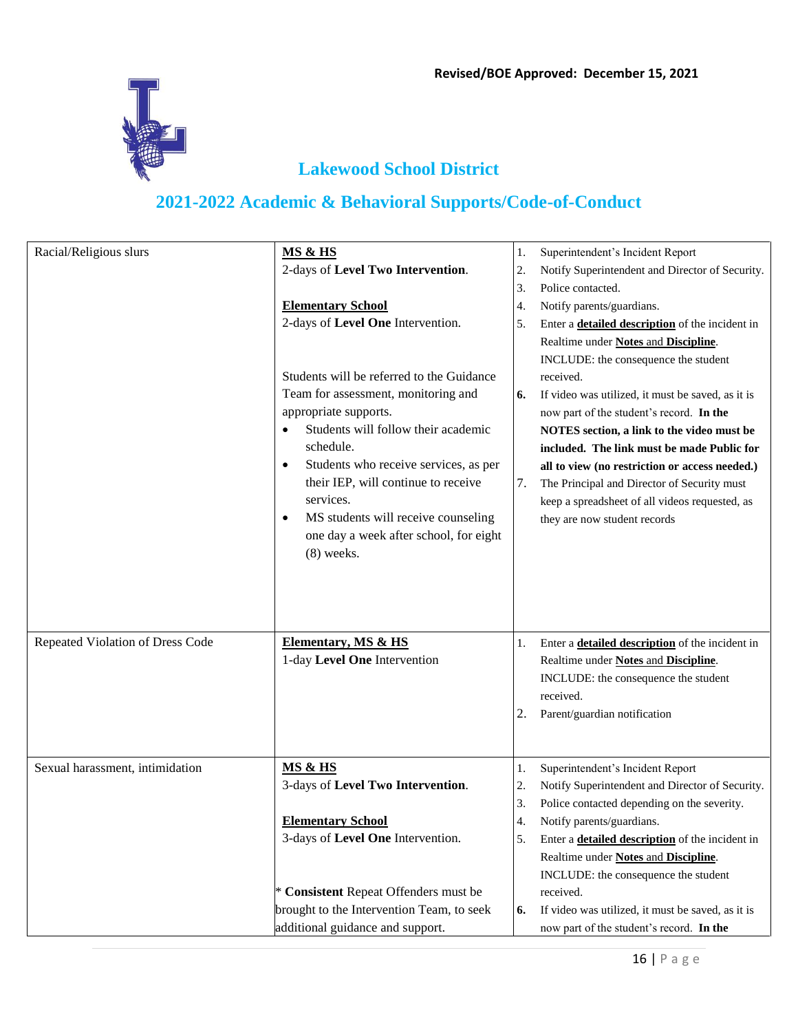Revised/BOE Approved: December 15, 2021

## Lakewood School District

## 2021-2022 Academic & Behavioral Supports/Code-of-Conduct

| | | |
|---|---|---|
| Racial/Religious slurs | **MS & HS**<br>2-days of **Level Two Intervention**.<br><br>**Elementary School**<br>2-days of **Level One** Intervention.<br><br>Students will be referred to the Guidance Team for assessment, monitoring and appropriate supports.<br>• Students will follow their academic schedule.<br>• Students who receive services, as per their IEP, will continue to receive services.<br>• MS students will receive counseling one day a week after school, for eight (8) weeks. | 1. Superintendent's Incident Report<br>2. Notify Superintendent and Director of Security.<br>3. Police contacted.<br>4. Notify parents/guardians.<br>5. Enter a **detailed description** of the incident in Realtime under **Notes** and **Discipline**. INCLUDE: the consequence the student received.<br>**6.** If video was utilized, it must be saved, as it is now part of the student's record. **In the NOTES section, a link to the video must be included. The link must be made Public for all to view (no restriction or access needed.)**<br>7. The Principal and Director of Security must keep a spreadsheet of all videos requested, as they are now student records |
| Repeated Violation of Dress Code | **Elementary, MS & HS**<br>1-day **Level One** Intervention | 1. Enter a **detailed description** of the incident in Realtime under **Notes** and **Discipline**. INCLUDE: the consequence the student received.<br>2. Parent/guardian notification |
| Sexual harassment, intimidation | **MS & HS**<br>3-days of **Level Two Intervention**.<br><br>**Elementary School**<br>3-days of **Level One** Intervention.<br><br>* **Consistent** Repeat Offenders must be brought to the Intervention Team, to seek additional guidance and support. | 1. Superintendent's Incident Report<br>2. Notify Superintendent and Director of Security.<br>3. Police contacted depending on the severity.<br>4. Notify parents/guardians.<br>5. Enter a **detailed description** of the incident in Realtime under **Notes** and **Discipline**. INCLUDE: the consequence the student received.<br>**6.** If video was utilized, it must be saved, as it is now part of the student's record. **In the** |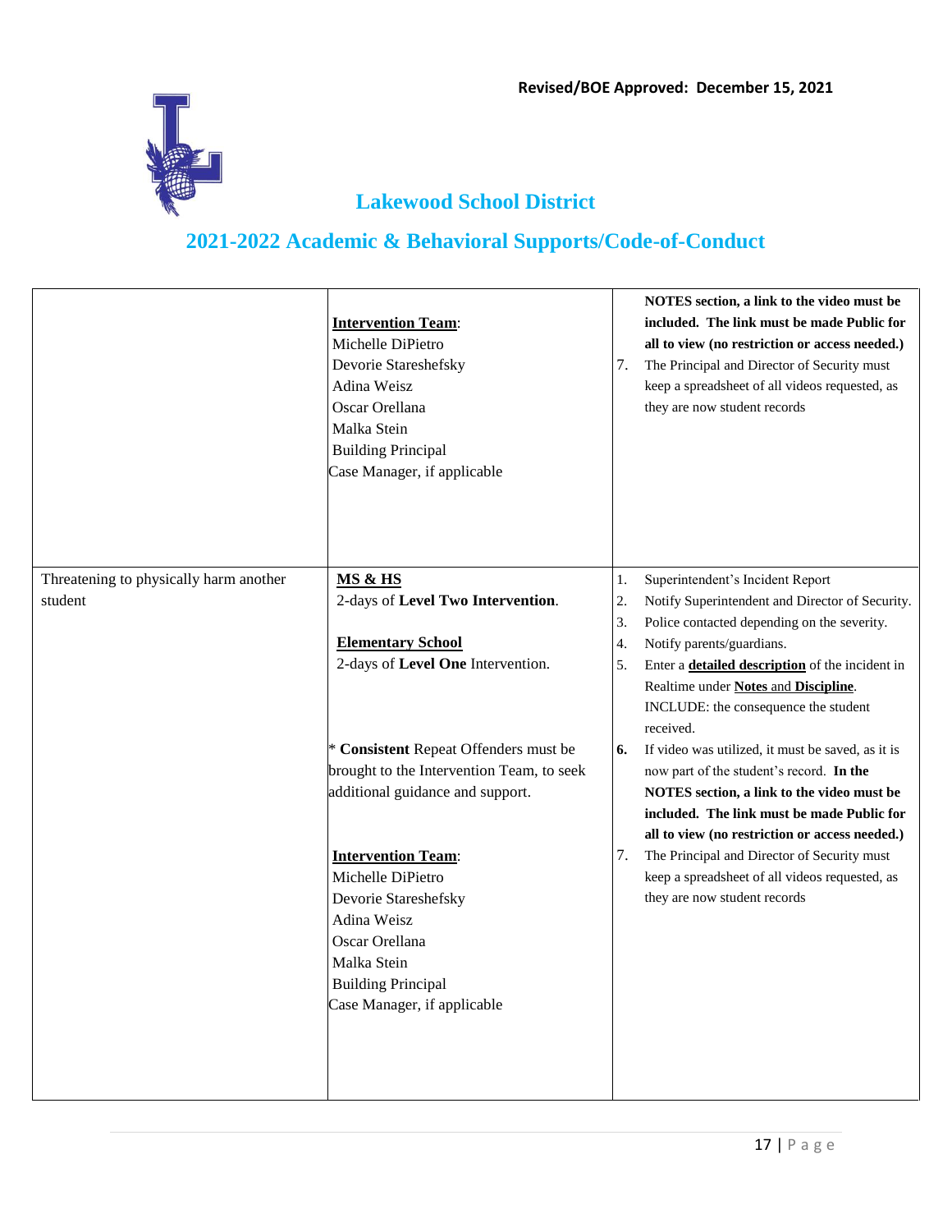**Revised/BOE Approved: December 15, 2021**

# Lakewood School District

## 2021-2022 Academic & Behavioral Supports/Code-of-Conduct

| | | |
|---|---|---|
| | **Intervention Team**:<br>Michelle DiPietro<br>Devorie Stareshefsky<br>Adina Weisz<br>Oscar Orellana<br>Malka Stein<br>Building Principal<br>Case Manager, if applicable | **NOTES section, a link to the video must be included. The link must be made Public for all to view (no restriction or access needed.)**<br>7. The Principal and Director of Security must keep a spreadsheet of all videos requested, as they are now student records |
| Threatening to physically harm another student | **MS & HS**<br>2-days of **Level Two Intervention**.<br><br>**Elementary School**<br>2-days of **Level One** Intervention.<br><br>* **Consistent** Repeat Offenders must be brought to the Intervention Team, to seek additional guidance and support.<br><br>**Intervention Team**:<br>Michelle DiPietro<br>Devorie Stareshefsky<br>Adina Weisz<br>Oscar Orellana<br>Malka Stein<br>Building Principal<br>Case Manager, if applicable | 1. Superintendent's Incident Report<br>2. Notify Superintendent and Director of Security.<br>3. Police contacted depending on the severity.<br>4. Notify parents/guardians.<br>5. Enter a **detailed description** of the incident in Realtime under **Notes** and **Discipline**. INCLUDE: the consequence the student received.<br>**6.** If video was utilized, it must be saved, as it is now part of the student's record. **In the NOTES section, a link to the video must be included. The link must be made Public for all to view (no restriction or access needed.)**<br>7. The Principal and Director of Security must keep a spreadsheet of all videos requested, as they are now student records |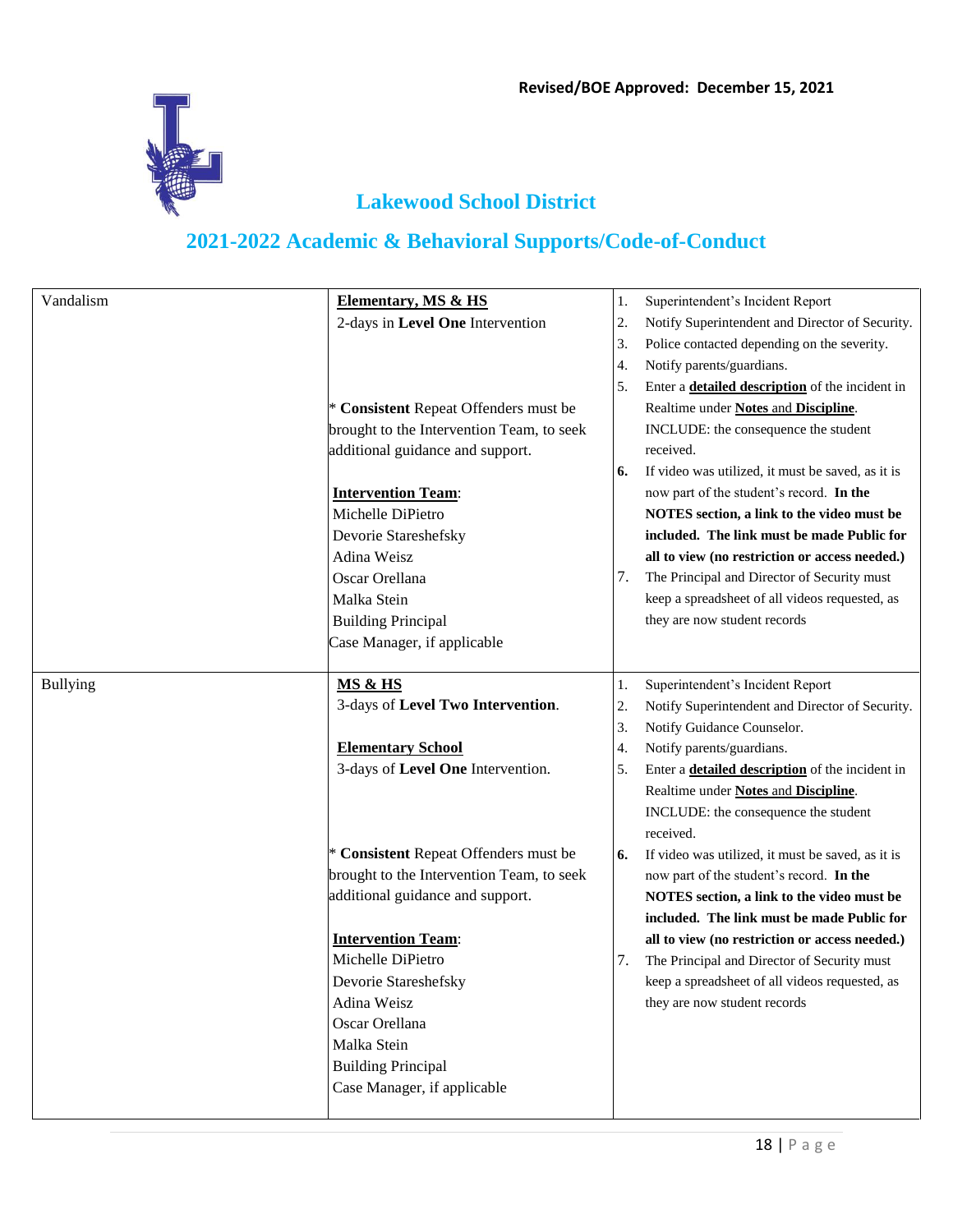Revised/BOE Approved: December 15, 2021

# Lakewood School District

## 2021-2022 Academic & Behavioral Supports/Code-of-Conduct

| | | |
|---|---|---|
| Vandalism | **Elementary, MS & HS**<br>2-days in **Level One** Intervention<br><br>* **Consistent** Repeat Offenders must be brought to the Intervention Team, to seek additional guidance and support.<br><br>**Intervention Team**:<br>Michelle DiPietro<br>Devorie Stareshefsky<br>Adina Weisz<br>Oscar Orellana<br>Malka Stein<br>Building Principal<br>Case Manager, if applicable | 1. Superintendent's Incident Report<br>2. Notify Superintendent and Director of Security.<br>3. Police contacted depending on the severity.<br>4. Notify parents/guardians.<br>5. Enter a **detailed description** of the incident in Realtime under **Notes** and **Discipline**. INCLUDE: the consequence the student received.<br>**6.** If video was utilized, it must be saved, as it is now part of the student's record. **In the NOTES section, a link to the video must be included. The link must be made Public for all to view (no restriction or access needed.)**<br>7. The Principal and Director of Security must keep a spreadsheet of all videos requested, as they are now student records |
| Bullying | **MS & HS**<br>3-days of **Level Two Intervention**.<br><br>**Elementary School**<br>3-days of **Level One** Intervention.<br><br>* **Consistent** Repeat Offenders must be brought to the Intervention Team, to seek additional guidance and support.<br><br>**Intervention Team**:<br>Michelle DiPietro<br>Devorie Stareshefsky<br>Adina Weisz<br>Oscar Orellana<br>Malka Stein<br>Building Principal<br>Case Manager, if applicable | 1. Superintendent's Incident Report<br>2. Notify Superintendent and Director of Security.<br>3. Notify Guidance Counselor.<br>4. Notify parents/guardians.<br>5. Enter a **detailed description** of the incident in Realtime under **Notes** and **Discipline**. INCLUDE: the consequence the student received.<br>**6.** If video was utilized, it must be saved, as it is now part of the student's record. **In the NOTES section, a link to the video must be included. The link must be made Public for all to view (no restriction or access needed.)**<br>7. The Principal and Director of Security must keep a spreadsheet of all videos requested, as they are now student records |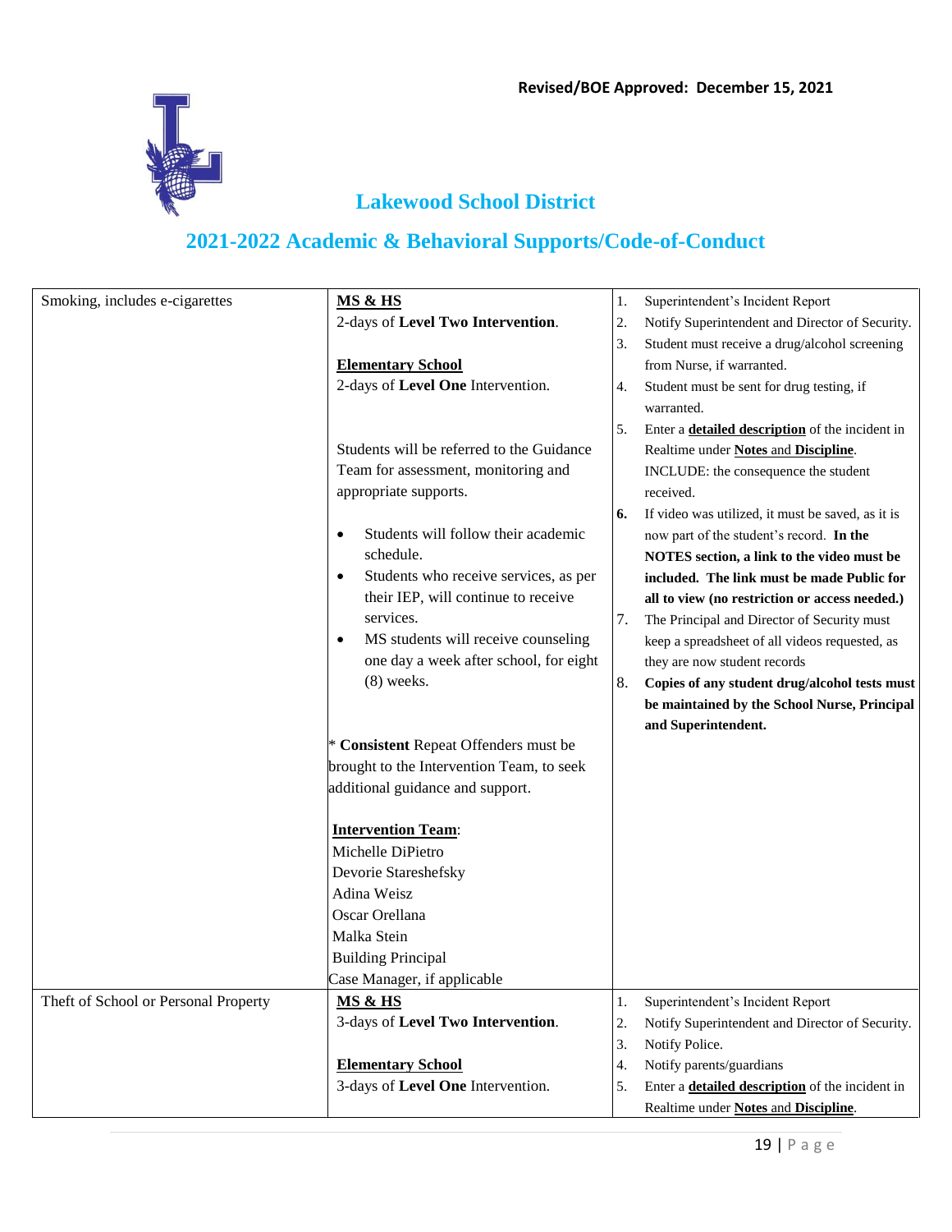Revised/BOE Approved: December 15, 2021

## Lakewood School District

## 2021-2022 Academic & Behavioral Supports/Code-of-Conduct

| | | |
|---|---|---|
| Smoking, includes e-cigarettes | **MS & HS**<br>2-days of **Level Two Intervention**.<br><br>**Elementary School**<br>2-days of **Level One** Intervention.<br><br>Students will be referred to the Guidance Team for assessment, monitoring and appropriate supports.<br><br>• Students will follow their academic schedule.<br>• Students who receive services, as per their IEP, will continue to receive services.<br>• MS students will receive counseling one day a week after school, for eight (8) weeks.<br><br>* **Consistent** Repeat Offenders must be brought to the Intervention Team, to seek additional guidance and support.<br><br>**Intervention Team**:<br>Michelle DiPietro<br>Devorie Stareshefsky<br>Adina Weisz<br>Oscar Orellana<br>Malka Stein<br>Building Principal<br>Case Manager, if applicable | 1. Superintendent's Incident Report<br>2. Notify Superintendent and Director of Security.<br>3. Student must receive a drug/alcohol screening from Nurse, if warranted.<br>4. Student must be sent for drug testing, if warranted.<br>5. Enter a **detailed description** of the incident in Realtime under **Notes** and **Discipline**. INCLUDE: the consequence the student received.<br>6. If video was utilized, it must be saved, as it is now part of the student's record. **In the NOTES section, a link to the video must be included. The link must be made Public for all to view (no restriction or access needed.)**<br>7. The Principal and Director of Security must keep a spreadsheet of all videos requested, as they are now student records<br>8. **Copies of any student drug/alcohol tests must be maintained by the School Nurse, Principal and Superintendent.** |
| Theft of School or Personal Property | **MS & HS**<br>3-days of **Level Two Intervention**.<br><br>**Elementary School**<br>3-days of **Level One** Intervention. | 1. Superintendent's Incident Report<br>2. Notify Superintendent and Director of Security.<br>3. Notify Police.<br>4. Notify parents/guardians<br>5. Enter a **detailed description** of the incident in Realtime under **Notes** and **Discipline**. |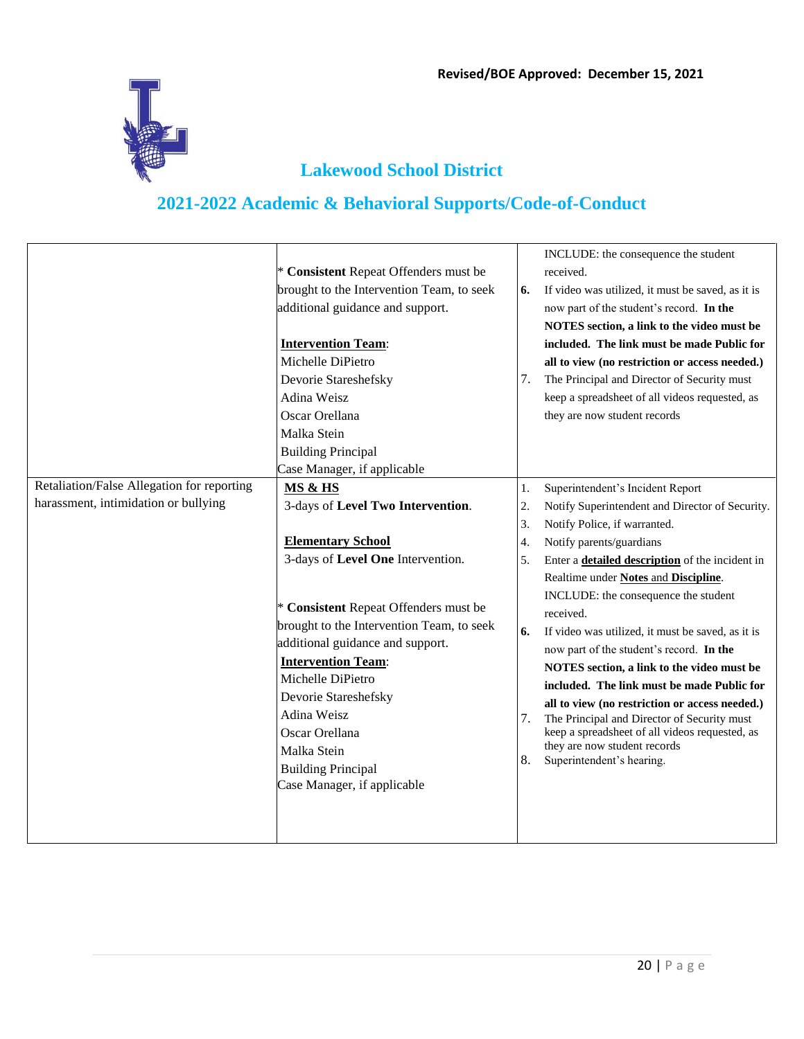Revised/BOE Approved: December 15, 2021

## Lakewood School District

## 2021-2022 Academic & Behavioral Supports/Code-of-Conduct

| | | |
|---|---|---|
| | * **Consistent** Repeat Offenders must be brought to the Intervention Team, to seek additional guidance and support.<br><br>**Intervention Team**:<br>Michelle DiPietro<br>Devorie Stareshefsky<br>Adina Weisz<br>Oscar Orellana<br>Malka Stein<br>Building Principal<br>Case Manager, if applicable | INCLUDE: the consequence the student received.<br>**6.** If video was utilized, it must be saved, as it is now part of the student's record. **In the NOTES section, a link to the video must be included. The link must be made Public for all to view (no restriction or access needed.)**<br>7. The Principal and Director of Security must keep a spreadsheet of all videos requested, as they are now student records |
| Retaliation/False Allegation for reporting harassment, intimidation or bullying | **MS & HS**<br>3-days of **Level Two Intervention**.<br><br>**Elementary School**<br>3-days of **Level One** Intervention.<br><br>* **Consistent** Repeat Offenders must be brought to the Intervention Team, to seek additional guidance and support.<br>**Intervention Team**:<br>Michelle DiPietro<br>Devorie Stareshefsky<br>Adina Weisz<br>Oscar Orellana<br>Malka Stein<br>Building Principal<br>Case Manager, if applicable | 1. Superintendent's Incident Report<br>2. Notify Superintendent and Director of Security.<br>3. Notify Police, if warranted.<br>4. Notify parents/guardians<br>5. Enter a **detailed description** of the incident in Realtime under **Notes** and **Discipline**. INCLUDE: the consequence the student received.<br>**6.** If video was utilized, it must be saved, as it is now part of the student's record. **In the NOTES section, a link to the video must be included. The link must be made Public for all to view (no restriction or access needed.)**<br>7. The Principal and Director of Security must keep a spreadsheet of all videos requested, as they are now student records<br>8. Superintendent's hearing. |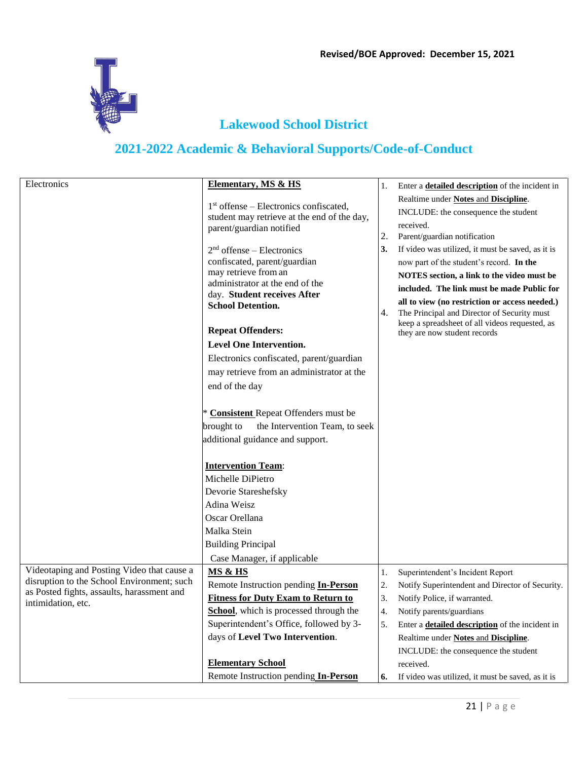Revised/BOE Approved: December 15, 2021

# Lakewood School District

## 2021-2022 Academic & Behavioral Supports/Code-of-Conduct

| | | |
|---|---|---|
| Electronics | **Elementary, MS & HS**<br><br>1st offense – Electronics confiscated, student may retrieve at the end of the day, parent/guardian notified<br><br>2nd offense – Electronics confiscated, parent/guardian may retrieve from an administrator at the end of the day. **Student receives After School Detention.**<br><br>**Repeat Offenders:**<br>**Level One Intervention.**<br>Electronics confiscated, parent/guardian may retrieve from an administrator at the end of the day<br><br>* **Consistent** Repeat Offenders must be brought to the Intervention Team, to seek additional guidance and support.<br><br>**Intervention Team**:<br>Michelle DiPietro<br>Devorie Stareshefsky<br>Adina Weisz<br>Oscar Orellana<br>Malka Stein<br>Building Principal<br>Case Manager, if applicable | 1. Enter a **detailed description** of the incident in Realtime under **Notes** and **Discipline**. INCLUDE: the consequence the student received.<br>2. Parent/guardian notification<br>3. If video was utilized, it must be saved, as it is now part of the student's record. **In the NOTES section, a link to the video must be included. The link must be made Public for all to view (no restriction or access needed.)**<br>4. The Principal and Director of Security must keep a spreadsheet of all videos requested, as they are now student records |
| Videotaping and Posting Video that cause a disruption to the School Environment; such as Posted fights, assaults, harassment and intimidation, etc. | **MS & HS**<br>Remote Instruction pending **In-Person Fitness for Duty Exam to Return to School**, which is processed through the Superintendent's Office, followed by 3-days of **Level Two Intervention**.<br><br>**Elementary School**<br>Remote Instruction pending **In-Person** | 1. Superintendent's Incident Report<br>2. Notify Superintendent and Director of Security.<br>3. Notify Police, if warranted.<br>4. Notify parents/guardians<br>5. Enter a **detailed description** of the incident in Realtime under **Notes** and **Discipline**. INCLUDE: the consequence the student received.<br>6. If video was utilized, it must be saved, as it is |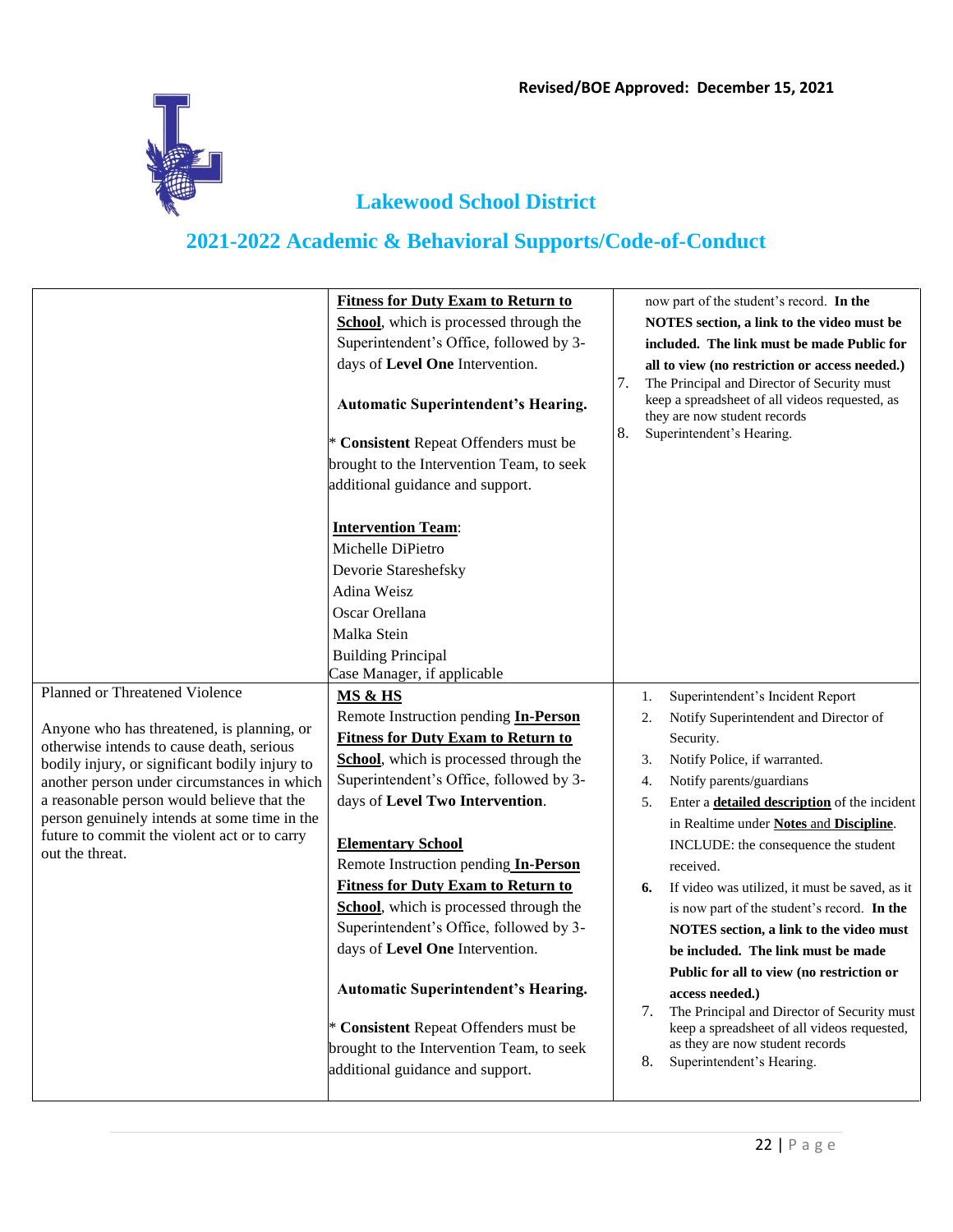**Revised/BOE Approved: December 15, 2021**

# Lakewood School District

## 2021-2022 Academic & Behavioral Supports/Code-of-Conduct

| | | |
|---|---|---|
| | **Fitness for Duty Exam to Return to School**, which is processed through the Superintendent's Office, followed by 3-days of **Level One** Intervention.<br><br>**Automatic Superintendent's Hearing.**<br><br>* **Consistent** Repeat Offenders must be brought to the Intervention Team, to seek additional guidance and support.<br><br>**Intervention Team**:<br>Michelle DiPietro<br>Devorie Stareshefsky<br>Adina Weisz<br>Oscar Orellana<br>Malka Stein<br>Building Principal<br>Case Manager, if applicable | now part of the student's record. **In the NOTES section, a link to the video must be included. The link must be made Public for all to view (no restriction or access needed.)**<br>7. The Principal and Director of Security must keep a spreadsheet of all videos requested, as they are now student records<br>8. Superintendent's Hearing. |
| Planned or Threatened Violence<br><br>Anyone who has threatened, is planning, or otherwise intends to cause death, serious bodily injury, or significant bodily injury to another person under circumstances in which a reasonable person would believe that the person genuinely intends at some time in the future to commit the violent act or to carry out the threat. | **MS & HS**<br>Remote Instruction pending **In-Person Fitness for Duty Exam to Return to School**, which is processed through the Superintendent's Office, followed by 3-days of **Level Two Intervention**.<br><br>**Elementary School**<br>Remote Instruction pending **In-Person Fitness for Duty Exam to Return to School**, which is processed through the Superintendent's Office, followed by 3-days of **Level One** Intervention.<br><br>**Automatic Superintendent's Hearing.**<br><br>* **Consistent** Repeat Offenders must be brought to the Intervention Team, to seek additional guidance and support. | 1. Superintendent's Incident Report<br>2. Notify Superintendent and Director of Security.<br>3. Notify Police, if warranted.<br>4. Notify parents/guardians<br>5. Enter a **detailed description** of the incident in Realtime under **Notes** and **Discipline**. INCLUDE: the consequence the student received.<br>**6.** If video was utilized, it must be saved, as it is now part of the student's record. **In the NOTES section, a link to the video must be included. The link must be made Public for all to view (no restriction or access needed.)**<br>7. The Principal and Director of Security must keep a spreadsheet of all videos requested, as they are now student records<br>8. Superintendent's Hearing. |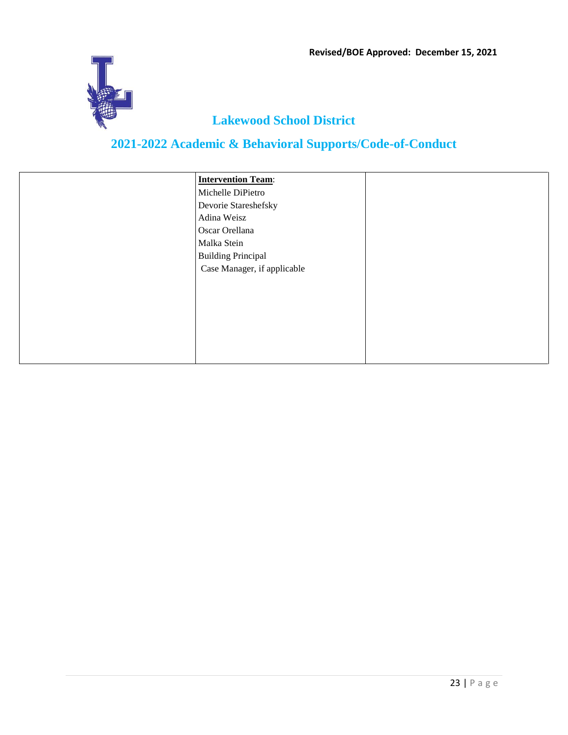| | | |
|---|---|---|
| | **Intervention Team**:<br>Michelle DiPietro<br>Devorie Stareshefsky<br>Adina Weisz<br>Oscar Orellana<br>Malka Stein<br>Building Principal<br>Case Manager, if applicable | |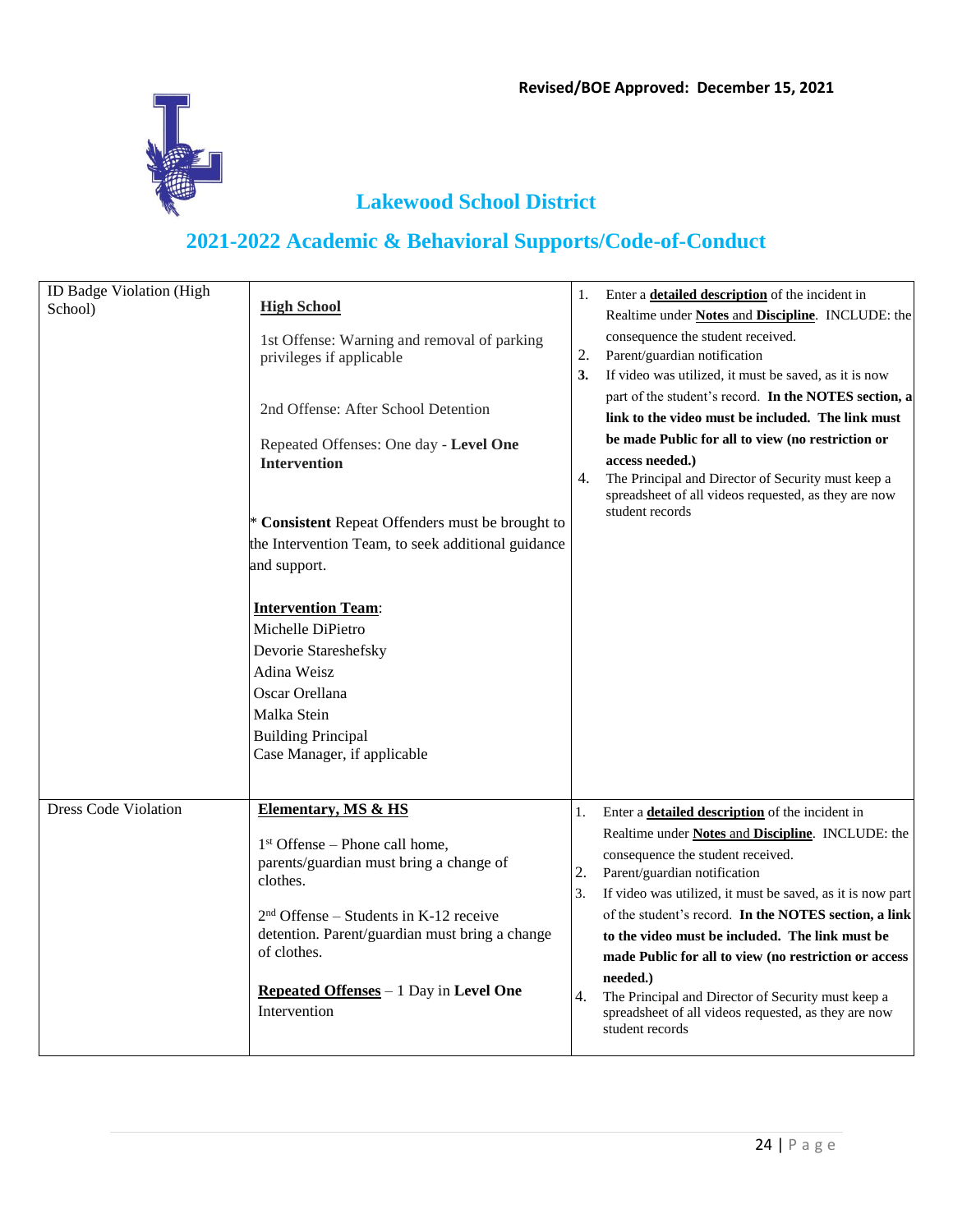Revised/BOE Approved: December 15, 2021

## Lakewood School District

## 2021-2022 Academic & Behavioral Supports/Code-of-Conduct

| | | |
|---|---|---|
| ID Badge Violation (High School) | **<u>High School</u>**<br><br>1st Offense: Warning and removal of parking privileges if applicable<br><br>2nd Offense: After School Detention<br><br>Repeated Offenses: One day - **Level One Intervention**<br><br>* **Consistent** Repeat Offenders must be brought to the Intervention Team, to seek additional guidance and support.<br><br>**<u>Intervention Team</u>**:<br>Michelle DiPietro<br>Devorie Stareshefsky<br>Adina Weisz<br>Oscar Orellana<br>Malka Stein<br>Building Principal<br>Case Manager, if applicable | 1. Enter a **<u>detailed description</u>** of the incident in Realtime under **<u>Notes</u>** and **<u>Discipline</u>**. INCLUDE: the consequence the student received.<br>2. Parent/guardian notification<br>**3.** If video was utilized, it must be saved, as it is now part of the student's record. **In the NOTES section, a link to the video must be included. The link must be made Public for all to view (no restriction or access needed.)**<br>4. The Principal and Director of Security must keep a spreadsheet of all videos requested, as they are now student records |
| Dress Code Violation | **<u>Elementary, MS & HS</u>**<br><br>1st Offense – Phone call home, parents/guardian must bring a change of clothes.<br><br>2nd Offense – Students in K-12 receive detention. Parent/guardian must bring a change of clothes.<br><br>**<u>Repeated Offenses</u>** – 1 Day in **Level One** Intervention | 1. Enter a **<u>detailed description</u>** of the incident in Realtime under **<u>Notes</u>** and **<u>Discipline</u>**. INCLUDE: the consequence the student received.<br>2. Parent/guardian notification<br>3. If video was utilized, it must be saved, as it is now part of the student's record. **In the NOTES section, a link to the video must be included. The link must be made Public for all to view (no restriction or access needed.)**<br>4. The Principal and Director of Security must keep a spreadsheet of all videos requested, as they are now student records |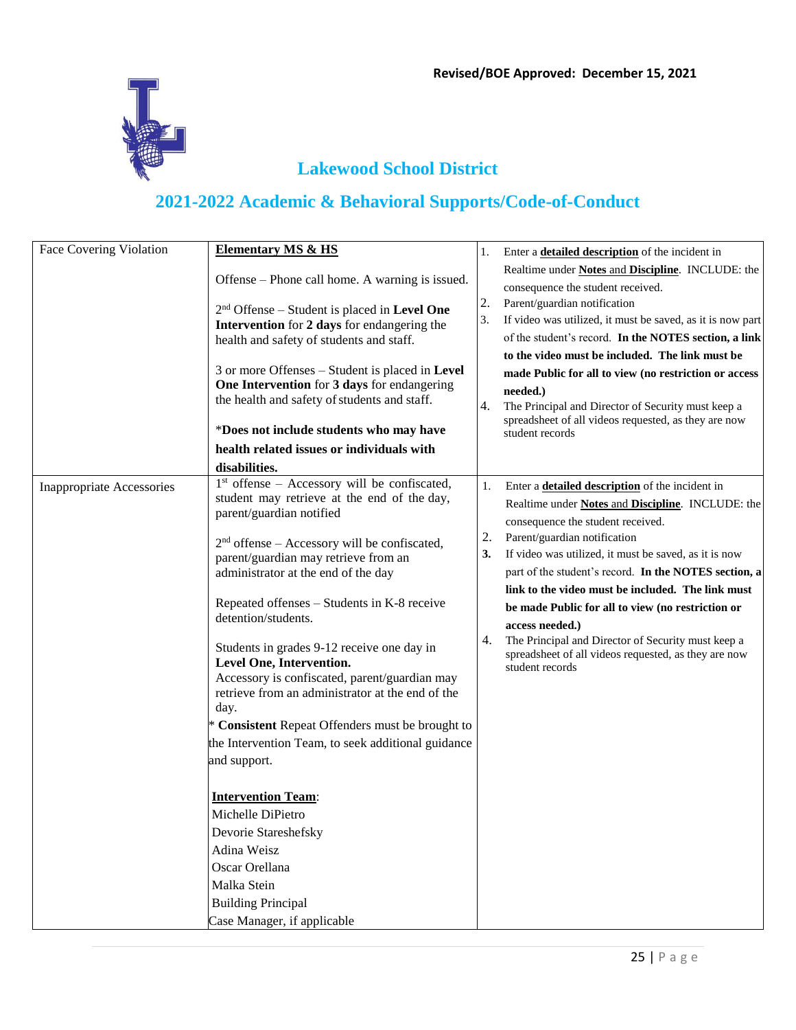Revised/BOE Approved: December 15, 2021

## Lakewood School District

## 2021-2022 Academic & Behavioral Supports/Code-of-Conduct

| | | |
|---|---|---|
| Face Covering Violation | **Elementary MS & HS**<br><br>Offense – Phone call home. A warning is issued.<br><br>2nd Offense – Student is placed in **Level One Intervention** for **2 days** for endangering the health and safety of students and staff.<br><br>3 or more Offenses – Student is placed in **Level One Intervention** for **3 days** for endangering the health and safety of students and staff.<br><br>***Does not include students who may have health related issues or individuals with disabilities.** | 1. Enter a **detailed description** of the incident in Realtime under **Notes** and **Discipline**. INCLUDE: the consequence the student received.<br>2. Parent/guardian notification<br>3. If video was utilized, it must be saved, as it is now part of the student's record. **In the NOTES section, a link to the video must be included. The link must be made Public for all to view (no restriction or access needed.)**<br>4. The Principal and Director of Security must keep a spreadsheet of all videos requested, as they are now student records |
| Inappropriate Accessories | 1st offense – Accessory will be confiscated, student may retrieve at the end of the day, parent/guardian notified<br><br>2nd offense – Accessory will be confiscated, parent/guardian may retrieve from an administrator at the end of the day<br><br>Repeated offenses – Students in K-8 receive detention/students.<br><br>Students in grades 9-12 receive one day in **Level One, Intervention.** Accessory is confiscated, parent/guardian may retrieve from an administrator at the end of the day.<br>* **Consistent** Repeat Offenders must be brought to the Intervention Team, to seek additional guidance and support.<br><br>**Intervention Team**:<br>Michelle DiPietro<br>Devorie Stareshefsky<br>Adina Weisz<br>Oscar Orellana<br>Malka Stein<br>Building Principal<br>Case Manager, if applicable | 1. Enter a **detailed description** of the incident in Realtime under **Notes** and **Discipline**. INCLUDE: the consequence the student received.<br>2. Parent/guardian notification<br>3. If video was utilized, it must be saved, as it is now part of the student's record. **In the NOTES section, a link to the video must be included. The link must be made Public for all to view (no restriction or access needed.)**<br>4. The Principal and Director of Security must keep a spreadsheet of all videos requested, as they are now student records |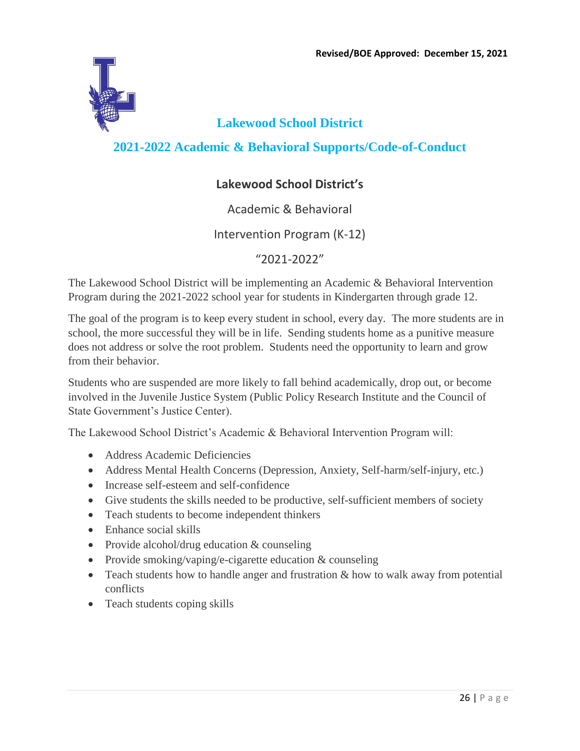Revised/BOE Approved: December 15, 2021

# Lakewood School District

## 2021-2022 Academic & Behavioral Supports/Code-of-Conduct

### Lakewood School District's

Academic & Behavioral

Intervention Program (K-12)

"2021-2022"

The Lakewood School District will be implementing an Academic & Behavioral Intervention Program during the 2021-2022 school year for students in Kindergarten through grade 12.

The goal of the program is to keep every student in school, every day. The more students are in school, the more successful they will be in life. Sending students home as a punitive measure does not address or solve the root problem. Students need the opportunity to learn and grow from their behavior.

Students who are suspended are more likely to fall behind academically, drop out, or become involved in the Juvenile Justice System (Public Policy Research Institute and the Council of State Government's Justice Center).

The Lakewood School District's Academic & Behavioral Intervention Program will:

- Address Academic Deficiencies
- Address Mental Health Concerns (Depression, Anxiety, Self-harm/self-injury, etc.)
- Increase self-esteem and self-confidence
- Give students the skills needed to be productive, self-sufficient members of society
- Teach students to become independent thinkers
- Enhance social skills
- Provide alcohol/drug education & counseling
- Provide smoking/vaping/e-cigarette education & counseling
- Teach students how to handle anger and frustration & how to walk away from potential conflicts
- Teach students coping skills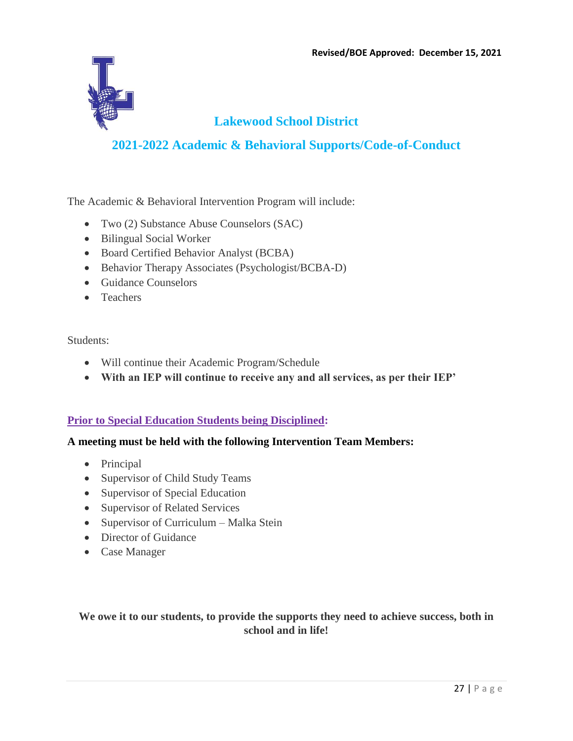Revised/BOE Approved: December 15, 2021

# Lakewood School District

## 2021-2022 Academic & Behavioral Supports/Code-of-Conduct

The Academic & Behavioral Intervention Program will include:

- Two (2) Substance Abuse Counselors (SAC)
- Bilingual Social Worker
- Board Certified Behavior Analyst (BCBA)
- Behavior Therapy Associates (Psychologist/BCBA-D)
- Guidance Counselors
- Teachers

Students:

- Will continue their Academic Program/Schedule
- **With an IEP will continue to receive any and all services, as per their IEP'**

**Prior to Special Education Students being Disciplined:**

**A meeting must be held with the following Intervention Team Members:**

- Principal
- Supervisor of Child Study Teams
- Supervisor of Special Education
- Supervisor of Related Services
- Supervisor of Curriculum – Malka Stein
- Director of Guidance
- Case Manager

**We owe it to our students, to provide the supports they need to achieve success, both in school and in life!**